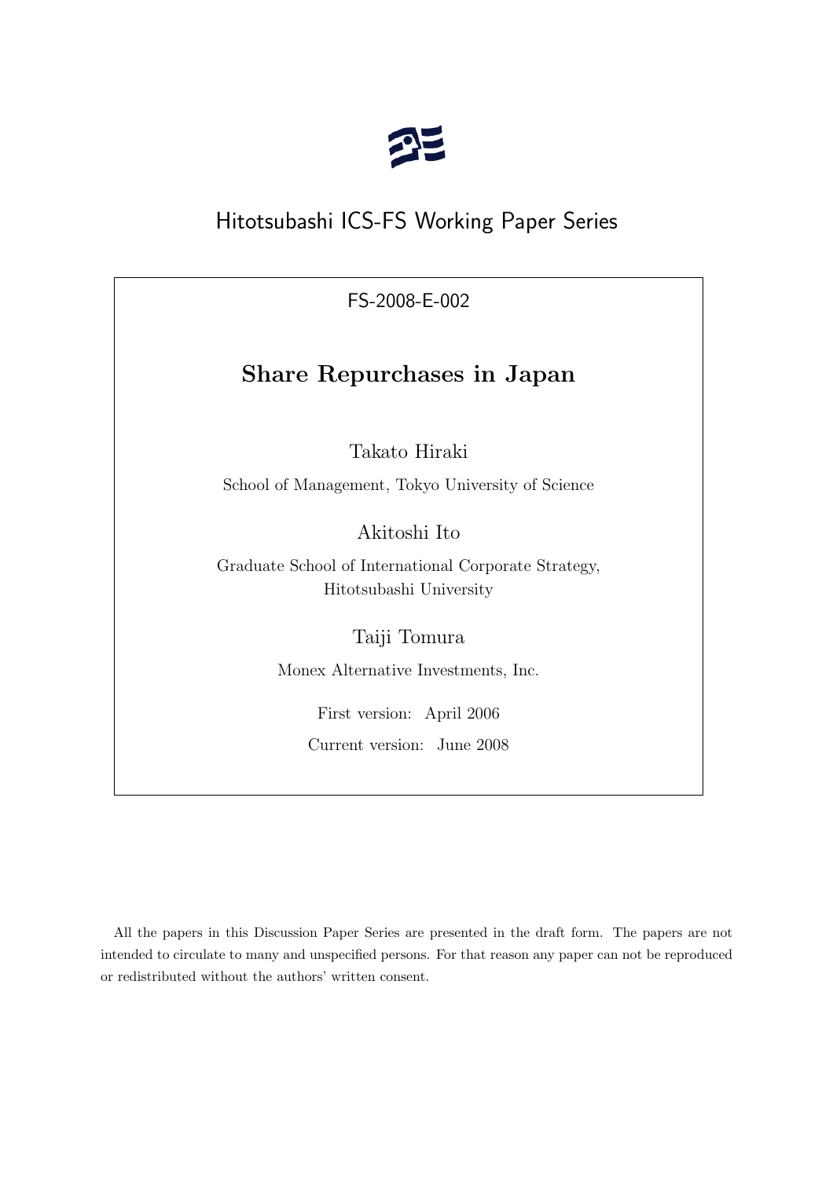Hitotsubashi ICS-FS Working Paper Series

FS-2008-E-002

# Share Repurchases in Japan

Takato Hiraki

School of Management, Tokyo University of Science

Akitoshi Ito

Graduate School of International Corporate Strategy, Hitotsubashi University

Taiji Tomura

Monex Alternative Investments, Inc.

First version: April 2006

Current version: June 2008

All the papers in this Discussion Paper Series are presented in the draft form. The papers are not intended to circulate to many and unspecified persons. For that reason any paper can not be reproduced or redistributed without the authors' written consent.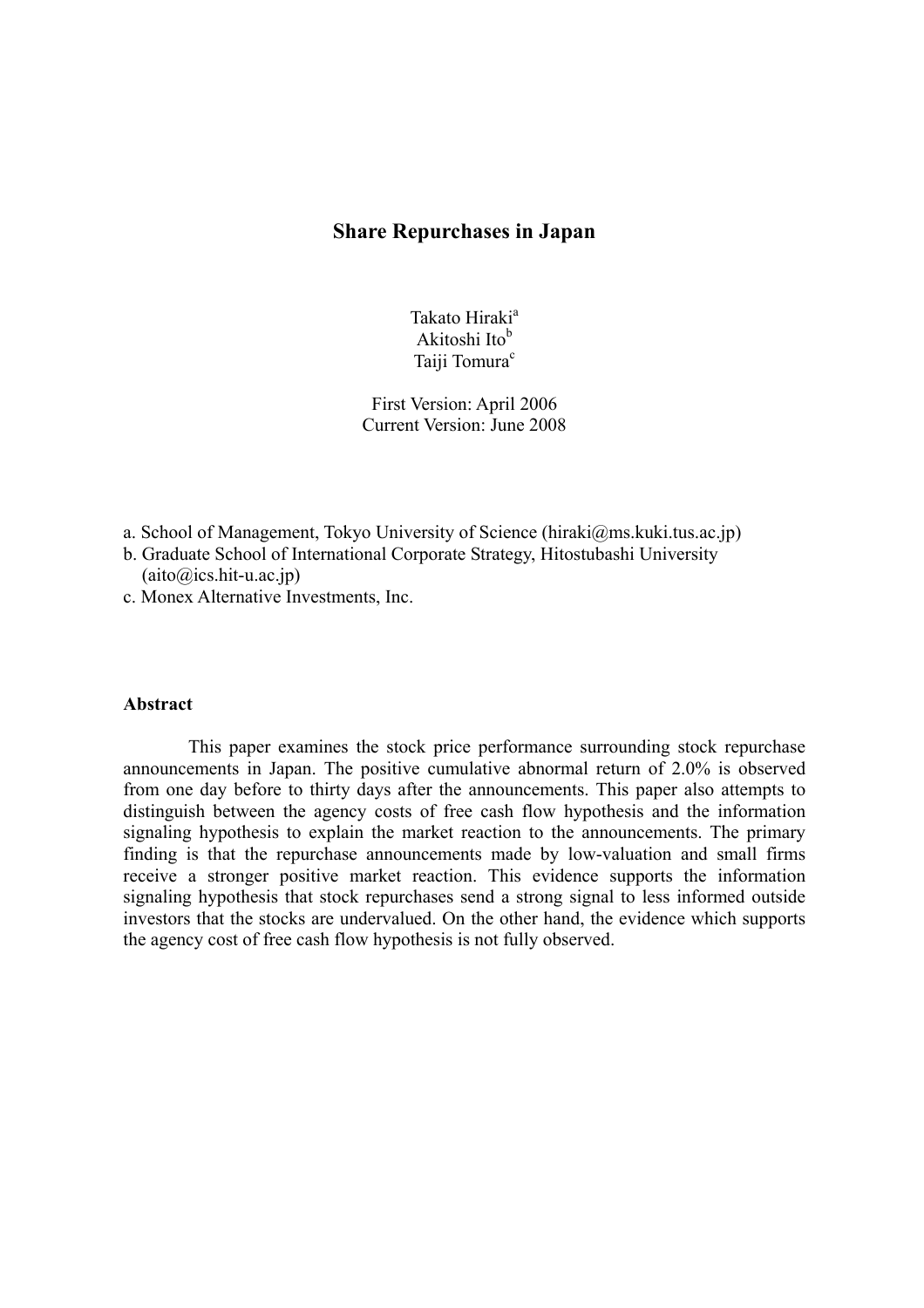# Share Repurchases in Japan

Takato Hiraki[a]
Akitoshi Ito[b]
Taiji Tomura[c]

First Version: April 2006
Current Version: June 2008

a. School of Management, Tokyo University of Science (hiraki@ms.kuki.tus.ac.jp)
b. Graduate School of International Corporate Strategy, Hitostubashi University (aito@ics.hit-u.ac.jp)
c. Monex Alternative Investments, Inc.

### Abstract

This paper examines the stock price performance surrounding stock repurchase announcements in Japan. The positive cumulative abnormal return of 2.0% is observed from one day before to thirty days after the announcements. This paper also attempts to distinguish between the agency costs of free cash flow hypothesis and the information signaling hypothesis to explain the market reaction to the announcements. The primary finding is that the repurchase announcements made by low-valuation and small firms receive a stronger positive market reaction. This evidence supports the information signaling hypothesis that stock repurchases send a strong signal to less informed outside investors that the stocks are undervalued. On the other hand, the evidence which supports the agency cost of free cash flow hypothesis is not fully observed.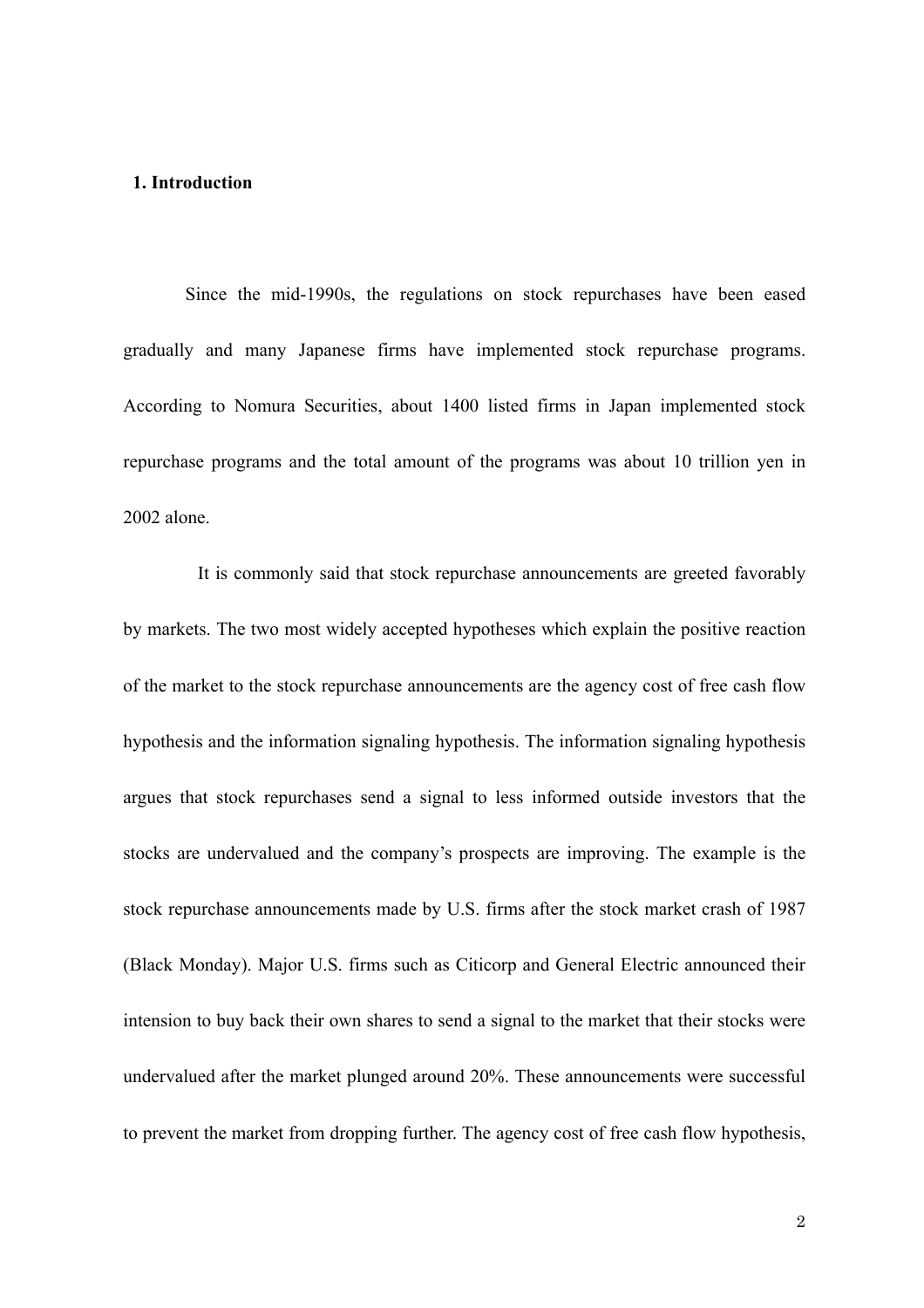## 1. Introduction

Since the mid-1990s, the regulations on stock repurchases have been eased gradually and many Japanese firms have implemented stock repurchase programs. According to Nomura Securities, about 1400 listed firms in Japan implemented stock repurchase programs and the total amount of the programs was about 10 trillion yen in 2002 alone.

It is commonly said that stock repurchase announcements are greeted favorably by markets. The two most widely accepted hypotheses which explain the positive reaction of the market to the stock repurchase announcements are the agency cost of free cash flow hypothesis and the information signaling hypothesis. The information signaling hypothesis argues that stock repurchases send a signal to less informed outside investors that the stocks are undervalued and the company's prospects are improving. The example is the stock repurchase announcements made by U.S. firms after the stock market crash of 1987 (Black Monday). Major U.S. firms such as Citicorp and General Electric announced their intension to buy back their own shares to send a signal to the market that their stocks were undervalued after the market plunged around 20%. These announcements were successful to prevent the market from dropping further. The agency cost of free cash flow hypothesis,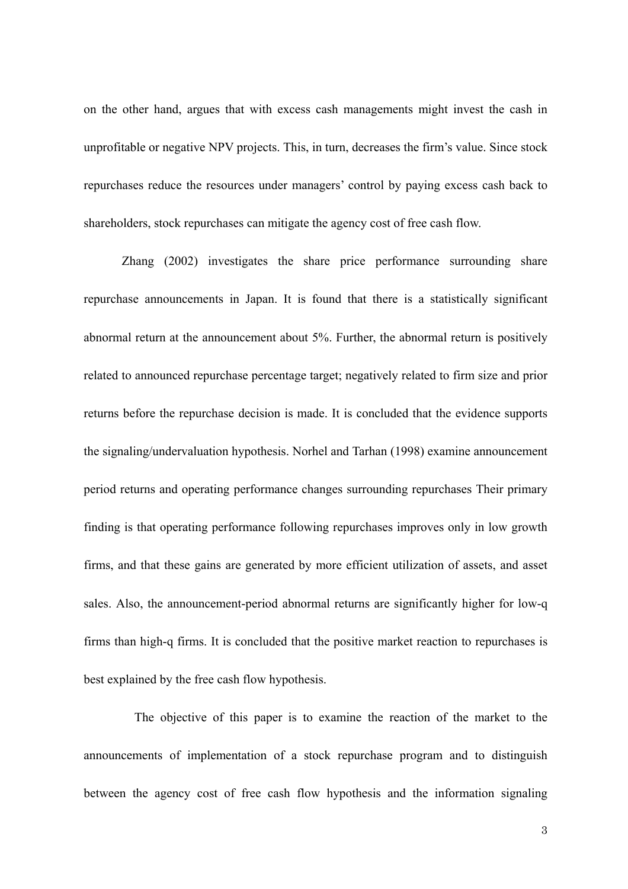on the other hand, argues that with excess cash managements might invest the cash in unprofitable or negative NPV projects. This, in turn, decreases the firm's value. Since stock repurchases reduce the resources under managers' control by paying excess cash back to shareholders, stock repurchases can mitigate the agency cost of free cash flow.

Zhang (2002) investigates the share price performance surrounding share repurchase announcements in Japan. It is found that there is a statistically significant abnormal return at the announcement about 5%. Further, the abnormal return is positively related to announced repurchase percentage target; negatively related to firm size and prior returns before the repurchase decision is made. It is concluded that the evidence supports the signaling/undervaluation hypothesis. Norhel and Tarhan (1998) examine announcement period returns and operating performance changes surrounding repurchases Their primary finding is that operating performance following repurchases improves only in low growth firms, and that these gains are generated by more efficient utilization of assets, and asset sales. Also, the announcement-period abnormal returns are significantly higher for low-q firms than high-q firms. It is concluded that the positive market reaction to repurchases is best explained by the free cash flow hypothesis.

The objective of this paper is to examine the reaction of the market to the announcements of implementation of a stock repurchase program and to distinguish between the agency cost of free cash flow hypothesis and the information signaling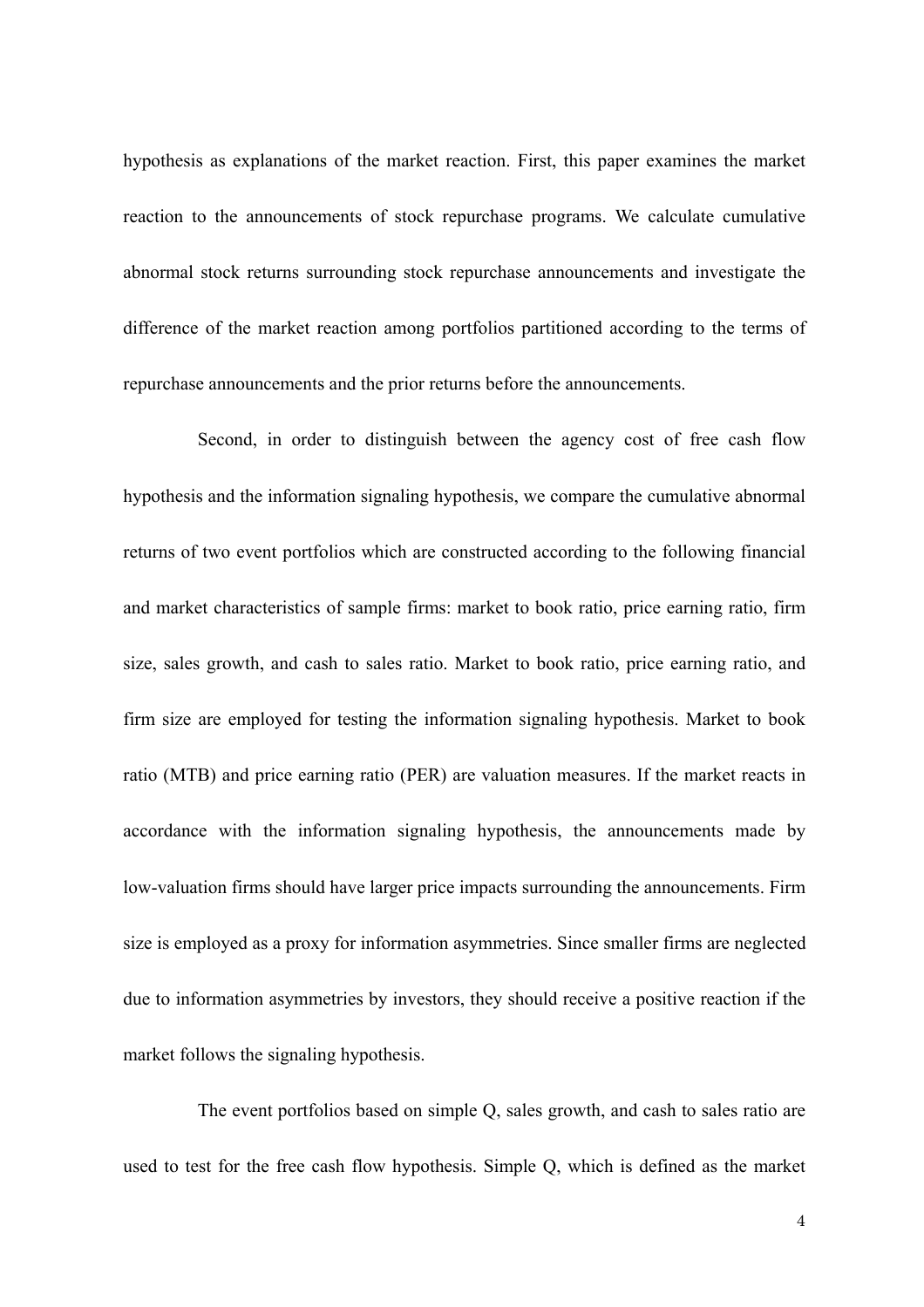hypothesis as explanations of the market reaction. First, this paper examines the market reaction to the announcements of stock repurchase programs. We calculate cumulative abnormal stock returns surrounding stock repurchase announcements and investigate the difference of the market reaction among portfolios partitioned according to the terms of repurchase announcements and the prior returns before the announcements.

Second, in order to distinguish between the agency cost of free cash flow hypothesis and the information signaling hypothesis, we compare the cumulative abnormal returns of two event portfolios which are constructed according to the following financial and market characteristics of sample firms: market to book ratio, price earning ratio, firm size, sales growth, and cash to sales ratio. Market to book ratio, price earning ratio, and firm size are employed for testing the information signaling hypothesis. Market to book ratio (MTB) and price earning ratio (PER) are valuation measures. If the market reacts in accordance with the information signaling hypothesis, the announcements made by low-valuation firms should have larger price impacts surrounding the announcements. Firm size is employed as a proxy for information asymmetries. Since smaller firms are neglected due to information asymmetries by investors, they should receive a positive reaction if the market follows the signaling hypothesis.

The event portfolios based on simple Q, sales growth, and cash to sales ratio are used to test for the free cash flow hypothesis. Simple Q, which is defined as the market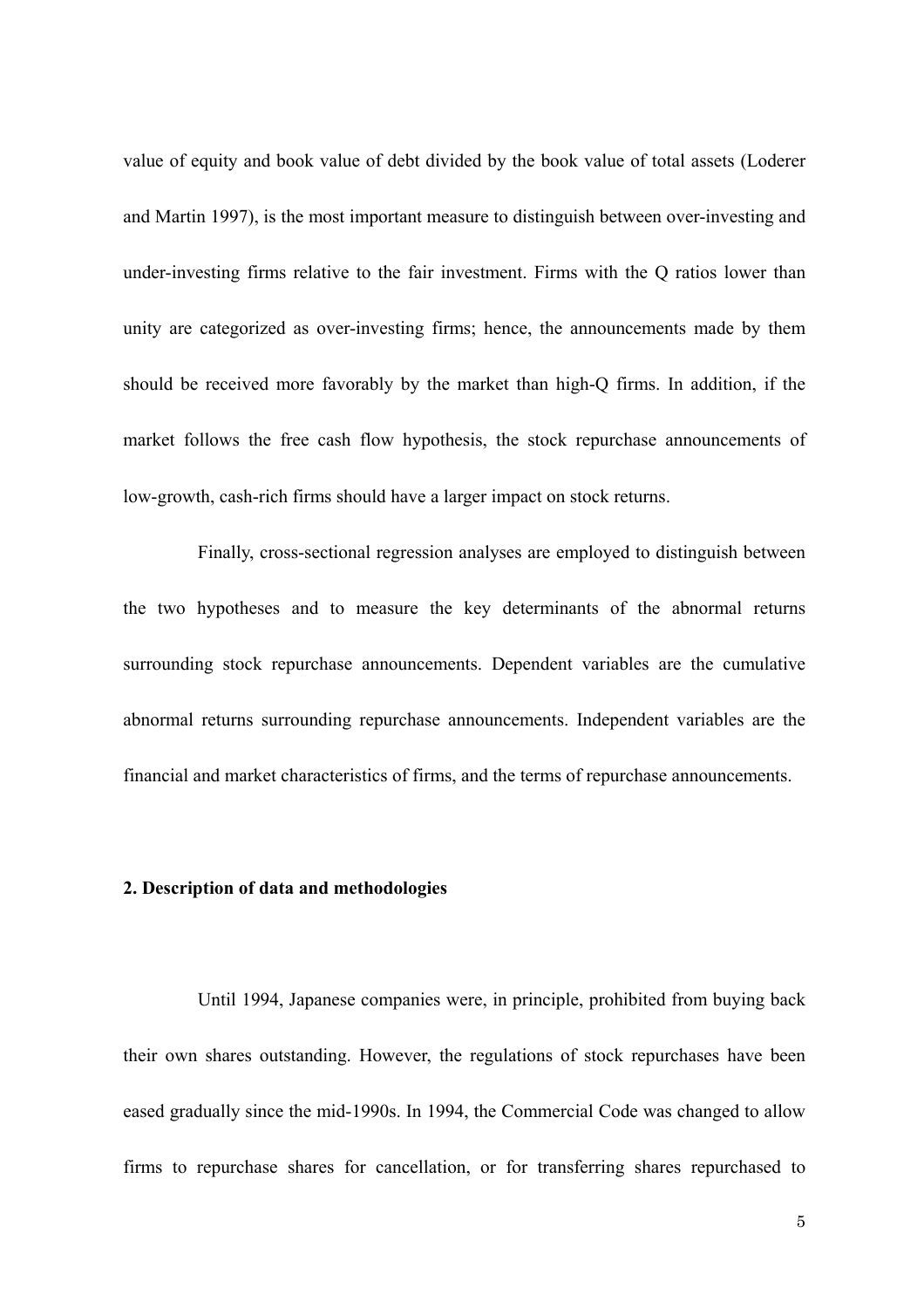value of equity and book value of debt divided by the book value of total assets (Loderer and Martin 1997), is the most important measure to distinguish between over-investing and under-investing firms relative to the fair investment. Firms with the Q ratios lower than unity are categorized as over-investing firms; hence, the announcements made by them should be received more favorably by the market than high-Q firms. In addition, if the market follows the free cash flow hypothesis, the stock repurchase announcements of low-growth, cash-rich firms should have a larger impact on stock returns.

Finally, cross-sectional regression analyses are employed to distinguish between the two hypotheses and to measure the key determinants of the abnormal returns surrounding stock repurchase announcements. Dependent variables are the cumulative abnormal returns surrounding repurchase announcements. Independent variables are the financial and market characteristics of firms, and the terms of repurchase announcements.

## 2. Description of data and methodologies

Until 1994, Japanese companies were, in principle, prohibited from buying back their own shares outstanding. However, the regulations of stock repurchases have been eased gradually since the mid-1990s. In 1994, the Commercial Code was changed to allow firms to repurchase shares for cancellation, or for transferring shares repurchased to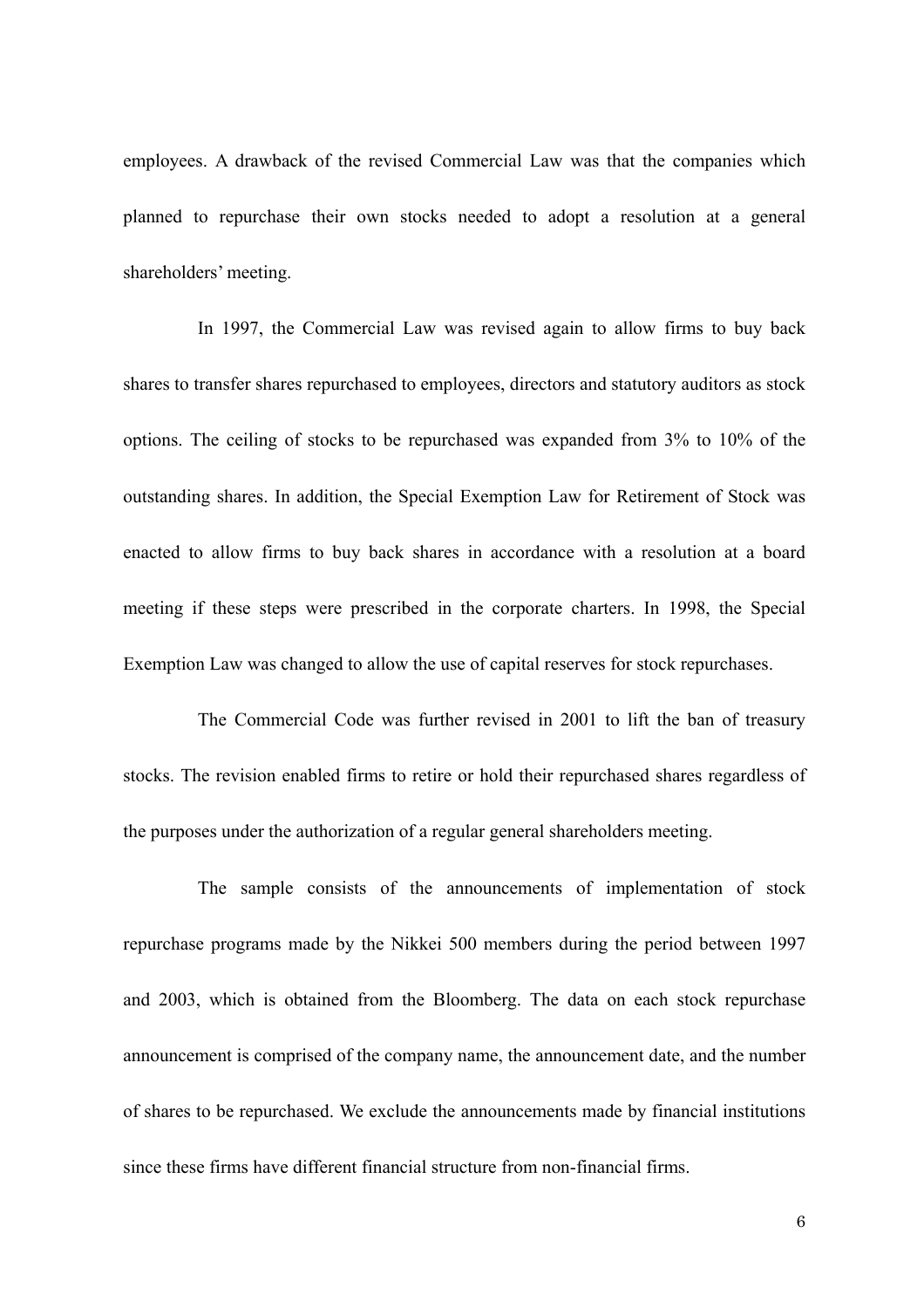employees. A drawback of the revised Commercial Law was that the companies which planned to repurchase their own stocks needed to adopt a resolution at a general shareholders' meeting.

In 1997, the Commercial Law was revised again to allow firms to buy back shares to transfer shares repurchased to employees, directors and statutory auditors as stock options. The ceiling of stocks to be repurchased was expanded from 3% to 10% of the outstanding shares. In addition, the Special Exemption Law for Retirement of Stock was enacted to allow firms to buy back shares in accordance with a resolution at a board meeting if these steps were prescribed in the corporate charters. In 1998, the Special Exemption Law was changed to allow the use of capital reserves for stock repurchases.

The Commercial Code was further revised in 2001 to lift the ban of treasury stocks. The revision enabled firms to retire or hold their repurchased shares regardless of the purposes under the authorization of a regular general shareholders meeting.

The sample consists of the announcements of implementation of stock repurchase programs made by the Nikkei 500 members during the period between 1997 and 2003, which is obtained from the Bloomberg. The data on each stock repurchase announcement is comprised of the company name, the announcement date, and the number of shares to be repurchased. We exclude the announcements made by financial institutions since these firms have different financial structure from non-financial firms.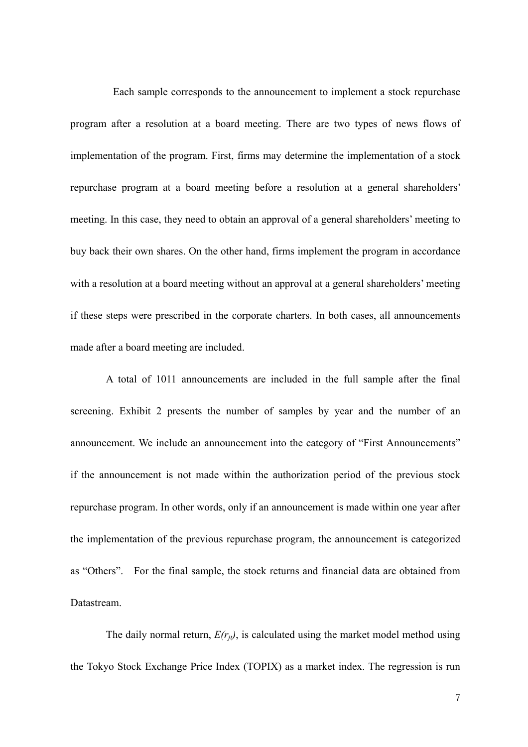Each sample corresponds to the announcement to implement a stock repurchase program after a resolution at a board meeting. There are two types of news flows of implementation of the program. First, firms may determine the implementation of a stock repurchase program at a board meeting before a resolution at a general shareholders' meeting. In this case, they need to obtain an approval of a general shareholders' meeting to buy back their own shares. On the other hand, firms implement the program in accordance with a resolution at a board meeting without an approval at a general shareholders' meeting if these steps were prescribed in the corporate charters. In both cases, all announcements made after a board meeting are included.

A total of 1011 announcements are included in the full sample after the final screening. Exhibit 2 presents the number of samples by year and the number of an announcement. We include an announcement into the category of "First Announcements" if the announcement is not made within the authorization period of the previous stock repurchase program. In other words, only if an announcement is made within one year after the implementation of the previous repurchase program, the announcement is categorized as "Others". For the final sample, the stock returns and financial data are obtained from Datastream.

The daily normal return, $E(r_{jt})$, is calculated using the market model method using the Tokyo Stock Exchange Price Index (TOPIX) as a market index. The regression is run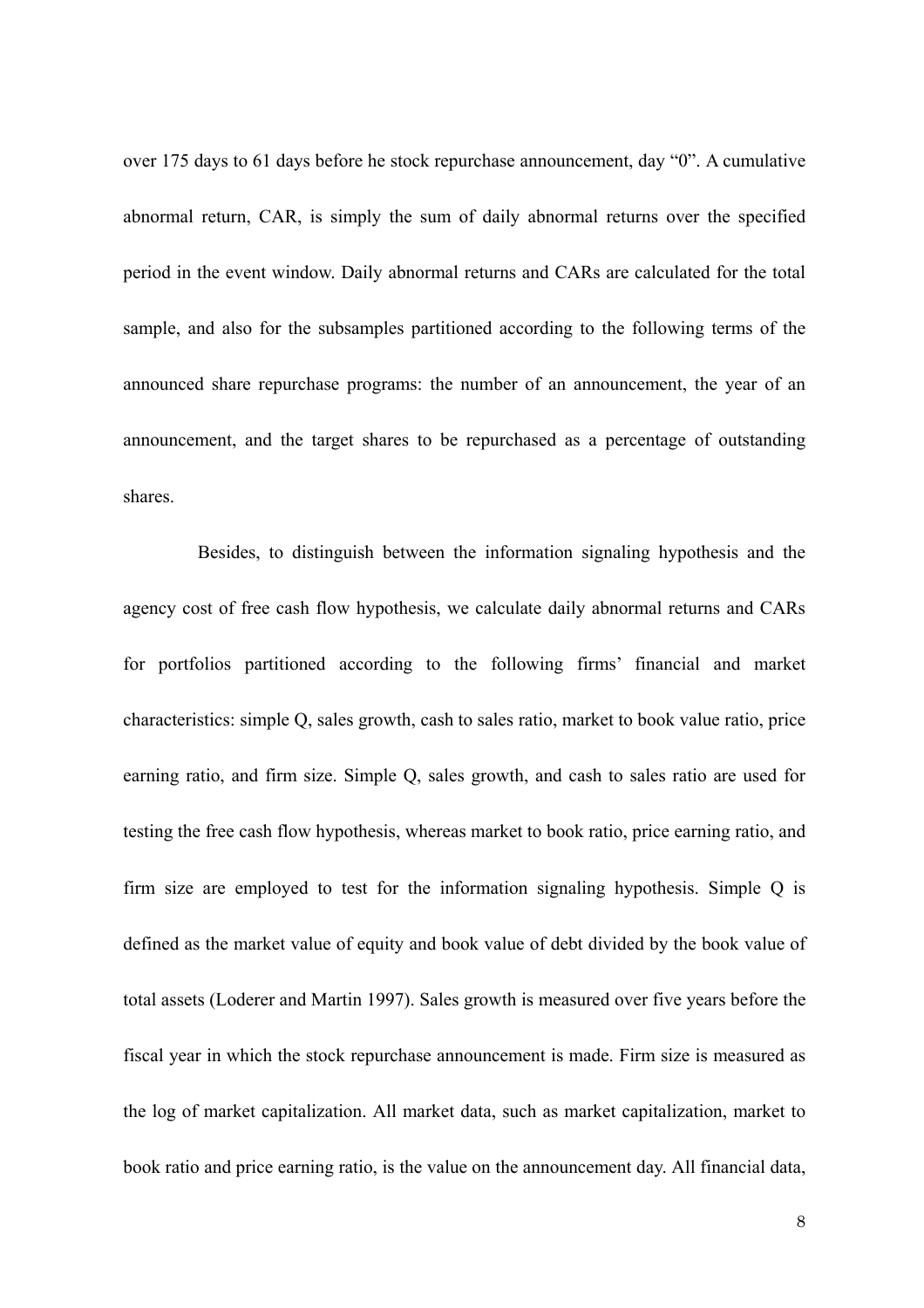over 175 days to 61 days before he stock repurchase announcement, day “0”. A cumulative abnormal return, CAR, is simply the sum of daily abnormal returns over the specified period in the event window. Daily abnormal returns and CARs are calculated for the total sample, and also for the subsamples partitioned according to the following terms of the announced share repurchase programs: the number of an announcement, the year of an announcement, and the target shares to be repurchased as a percentage of outstanding shares.

Besides, to distinguish between the information signaling hypothesis and the agency cost of free cash flow hypothesis, we calculate daily abnormal returns and CARs for portfolios partitioned according to the following firms’ financial and market characteristics: simple Q, sales growth, cash to sales ratio, market to book value ratio, price earning ratio, and firm size. Simple Q, sales growth, and cash to sales ratio are used for testing the free cash flow hypothesis, whereas market to book ratio, price earning ratio, and firm size are employed to test for the information signaling hypothesis. Simple Q is defined as the market value of equity and book value of debt divided by the book value of total assets (Loderer and Martin 1997). Sales growth is measured over five years before the fiscal year in which the stock repurchase announcement is made. Firm size is measured as the log of market capitalization. All market data, such as market capitalization, market to book ratio and price earning ratio, is the value on the announcement day. All financial data,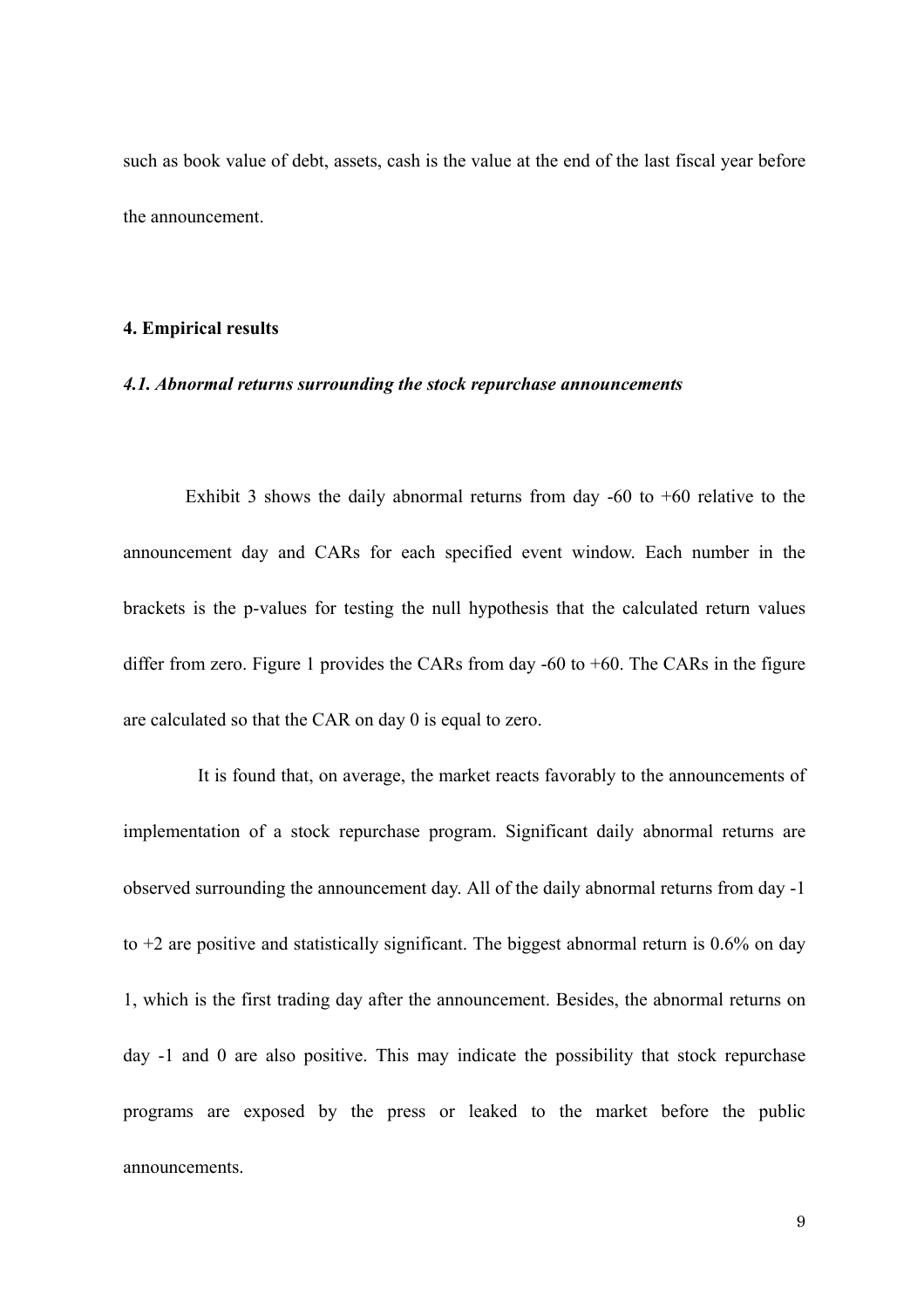such as book value of debt, assets, cash is the value at the end of the last fiscal year before the announcement.

## 4. Empirical results

### *4.1. Abnormal returns surrounding the stock repurchase announcements*

Exhibit 3 shows the daily abnormal returns from day -60 to +60 relative to the announcement day and CARs for each specified event window. Each number in the brackets is the p-values for testing the null hypothesis that the calculated return values differ from zero. Figure 1 provides the CARs from day -60 to +60. The CARs in the figure are calculated so that the CAR on day 0 is equal to zero.

It is found that, on average, the market reacts favorably to the announcements of implementation of a stock repurchase program. Significant daily abnormal returns are observed surrounding the announcement day. All of the daily abnormal returns from day -1 to +2 are positive and statistically significant. The biggest abnormal return is 0.6% on day 1, which is the first trading day after the announcement. Besides, the abnormal returns on day -1 and 0 are also positive. This may indicate the possibility that stock repurchase programs are exposed by the press or leaked to the market before the public announcements.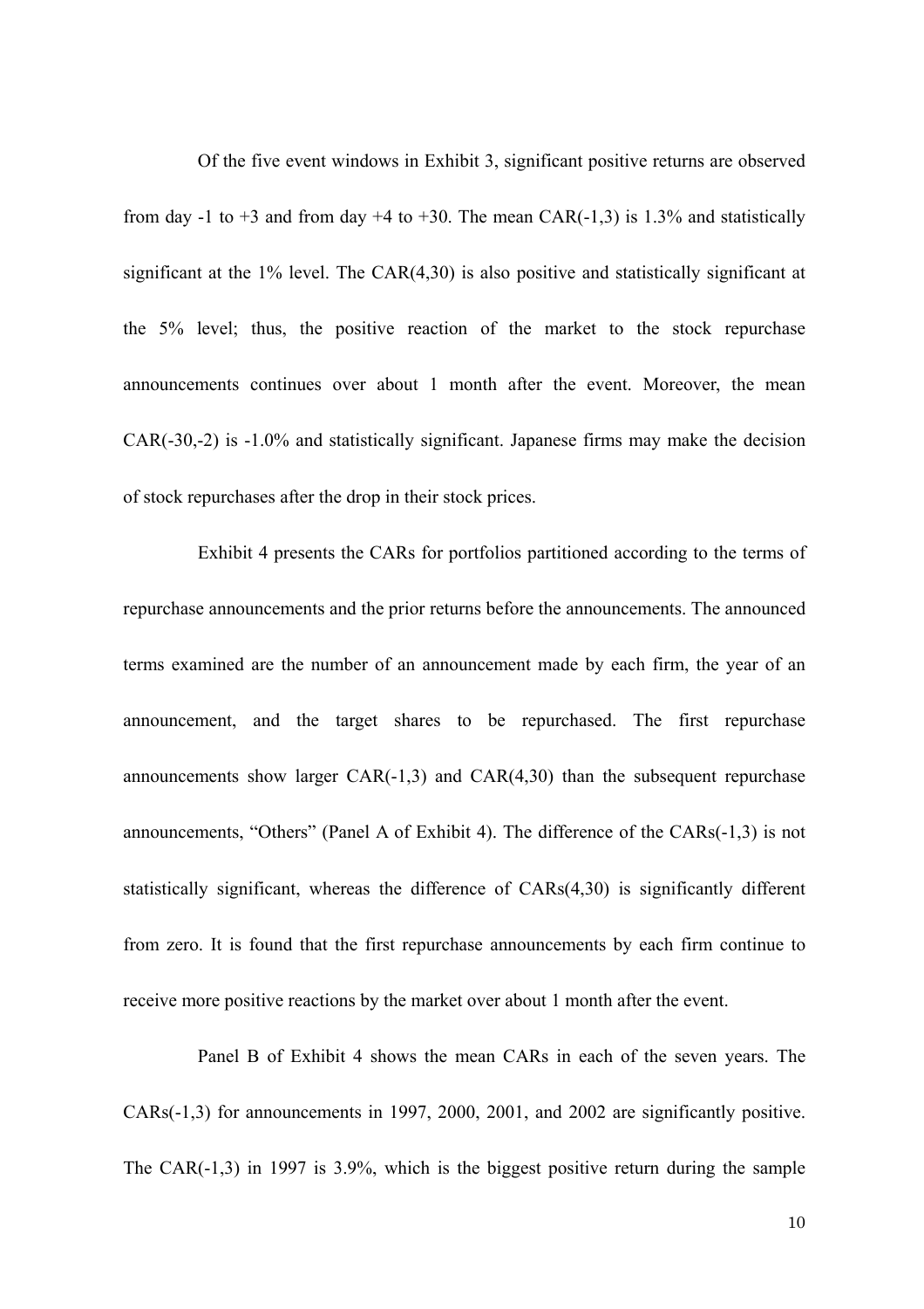Of the five event windows in Exhibit 3, significant positive returns are observed from day -1 to +3 and from day +4 to +30. The mean CAR(-1,3) is 1.3% and statistically significant at the 1% level. The CAR(4,30) is also positive and statistically significant at the 5% level; thus, the positive reaction of the market to the stock repurchase announcements continues over about 1 month after the event. Moreover, the mean CAR(-30,-2) is -1.0% and statistically significant. Japanese firms may make the decision of stock repurchases after the drop in their stock prices.

Exhibit 4 presents the CARs for portfolios partitioned according to the terms of repurchase announcements and the prior returns before the announcements. The announced terms examined are the number of an announcement made by each firm, the year of an announcement, and the target shares to be repurchased. The first repurchase announcements show larger CAR(-1,3) and CAR(4,30) than the subsequent repurchase announcements, "Others" (Panel A of Exhibit 4). The difference of the CARs(-1,3) is not statistically significant, whereas the difference of CARs(4,30) is significantly different from zero. It is found that the first repurchase announcements by each firm continue to receive more positive reactions by the market over about 1 month after the event.

Panel B of Exhibit 4 shows the mean CARs in each of the seven years. The CARs(-1,3) for announcements in 1997, 2000, 2001, and 2002 are significantly positive. The CAR(-1,3) in 1997 is 3.9%, which is the biggest positive return during the sample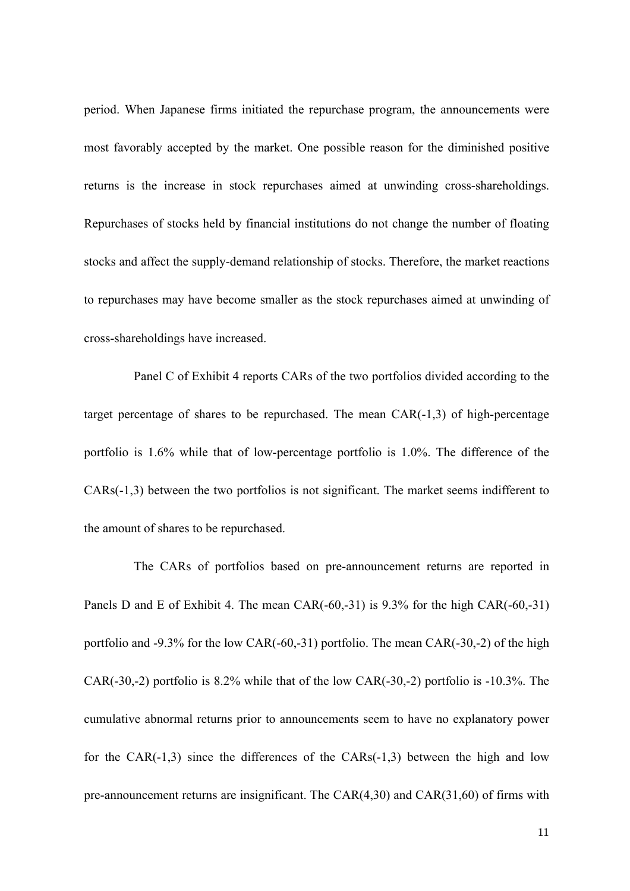period. When Japanese firms initiated the repurchase program, the announcements were most favorably accepted by the market. One possible reason for the diminished positive returns is the increase in stock repurchases aimed at unwinding cross-shareholdings. Repurchases of stocks held by financial institutions do not change the number of floating stocks and affect the supply-demand relationship of stocks. Therefore, the market reactions to repurchases may have become smaller as the stock repurchases aimed at unwinding of cross-shareholdings have increased.

Panel C of Exhibit 4 reports CARs of the two portfolios divided according to the target percentage of shares to be repurchased. The mean CAR(-1,3) of high-percentage portfolio is 1.6% while that of low-percentage portfolio is 1.0%. The difference of the CARs(-1,3) between the two portfolios is not significant. The market seems indifferent to the amount of shares to be repurchased.

The CARs of portfolios based on pre-announcement returns are reported in Panels D and E of Exhibit 4. The mean CAR(-60,-31) is 9.3% for the high CAR(-60,-31) portfolio and -9.3% for the low CAR(-60,-31) portfolio. The mean CAR(-30,-2) of the high CAR(-30,-2) portfolio is 8.2% while that of the low CAR(-30,-2) portfolio is -10.3%. The cumulative abnormal returns prior to announcements seem to have no explanatory power for the CAR(-1,3) since the differences of the CARs(-1,3) between the high and low pre-announcement returns are insignificant. The CAR(4,30) and CAR(31,60) of firms with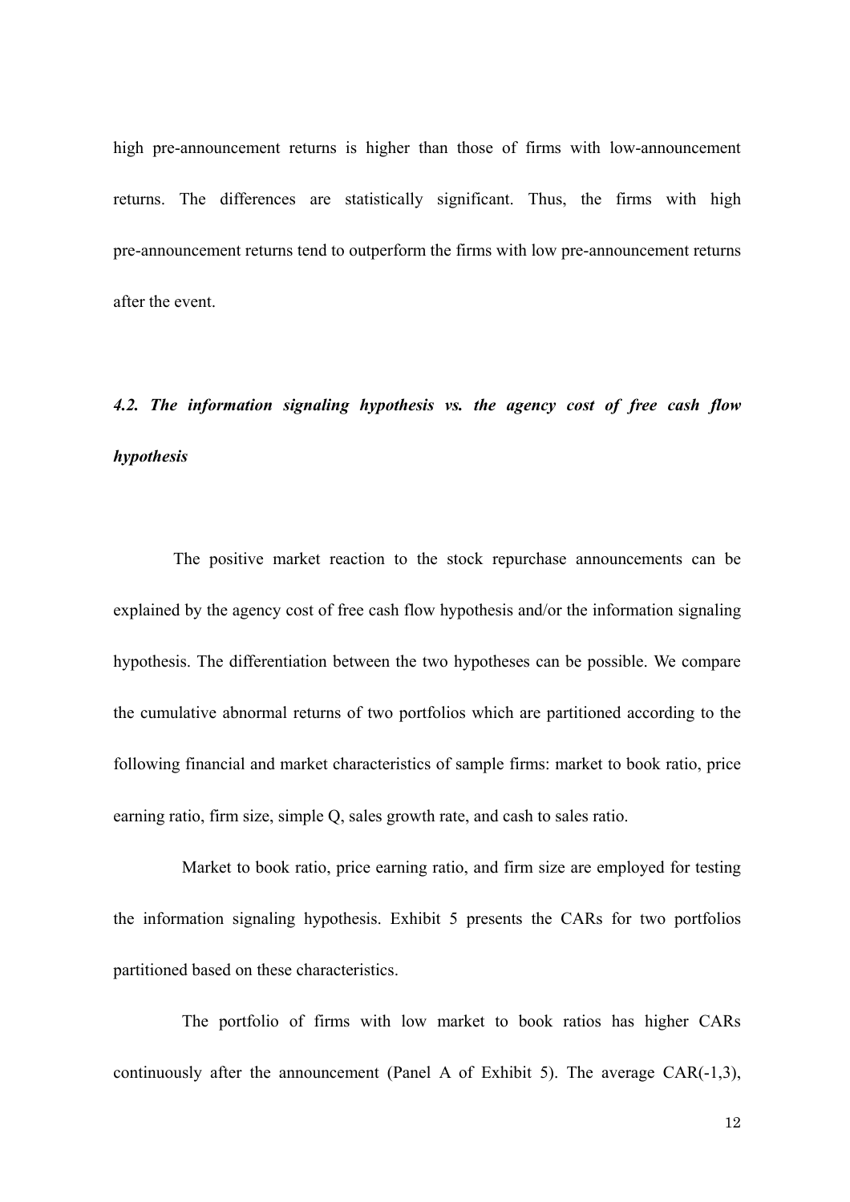high pre-announcement returns is higher than those of firms with low-announcement returns. The differences are statistically significant. Thus, the firms with high pre-announcement returns tend to outperform the firms with low pre-announcement returns after the event.

### *4.2. The information signaling hypothesis vs. the agency cost of free cash flow hypothesis*

The positive market reaction to the stock repurchase announcements can be explained by the agency cost of free cash flow hypothesis and/or the information signaling hypothesis. The differentiation between the two hypotheses can be possible. We compare the cumulative abnormal returns of two portfolios which are partitioned according to the following financial and market characteristics of sample firms: market to book ratio, price earning ratio, firm size, simple Q, sales growth rate, and cash to sales ratio.

Market to book ratio, price earning ratio, and firm size are employed for testing the information signaling hypothesis. Exhibit 5 presents the CARs for two portfolios partitioned based on these characteristics.

The portfolio of firms with low market to book ratios has higher CARs continuously after the announcement (Panel A of Exhibit 5). The average CAR(-1,3),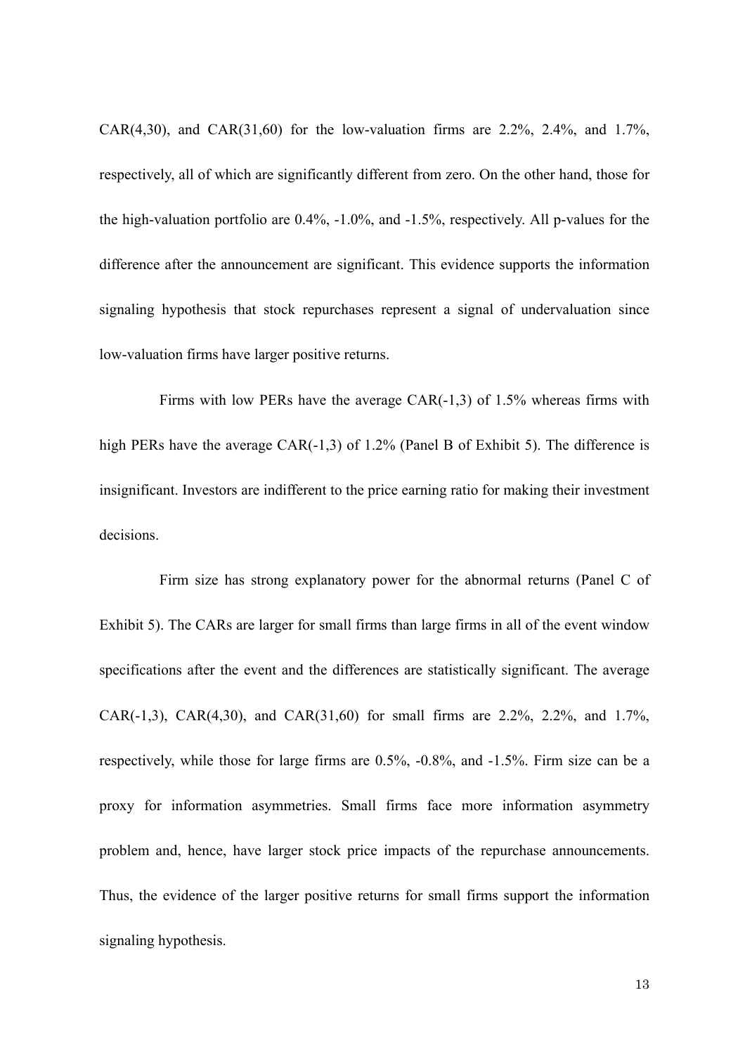CAR(4,30), and CAR(31,60) for the low-valuation firms are 2.2%, 2.4%, and 1.7%, respectively, all of which are significantly different from zero. On the other hand, those for the high-valuation portfolio are 0.4%, -1.0%, and -1.5%, respectively. All p-values for the difference after the announcement are significant. This evidence supports the information signaling hypothesis that stock repurchases represent a signal of undervaluation since low-valuation firms have larger positive returns.

Firms with low PERs have the average CAR(-1,3) of 1.5% whereas firms with high PERs have the average CAR(-1,3) of 1.2% (Panel B of Exhibit 5). The difference is insignificant. Investors are indifferent to the price earning ratio for making their investment decisions.

Firm size has strong explanatory power for the abnormal returns (Panel C of Exhibit 5). The CARs are larger for small firms than large firms in all of the event window specifications after the event and the differences are statistically significant. The average CAR(-1,3), CAR(4,30), and CAR(31,60) for small firms are 2.2%, 2.2%, and 1.7%, respectively, while those for large firms are 0.5%, -0.8%, and -1.5%. Firm size can be a proxy for information asymmetries. Small firms face more information asymmetry problem and, hence, have larger stock price impacts of the repurchase announcements. Thus, the evidence of the larger positive returns for small firms support the information signaling hypothesis.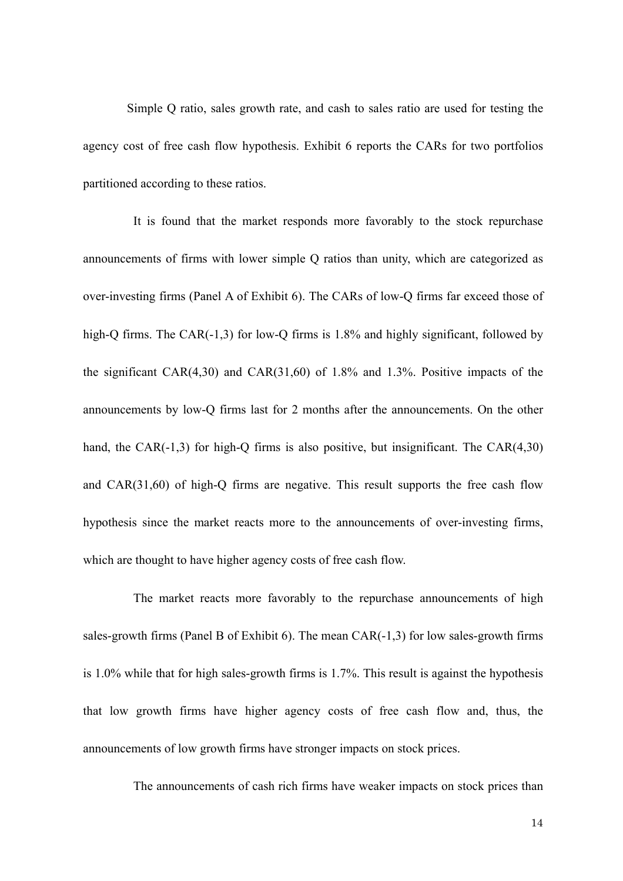Simple Q ratio, sales growth rate, and cash to sales ratio are used for testing the agency cost of free cash flow hypothesis. Exhibit 6 reports the CARs for two portfolios partitioned according to these ratios.

It is found that the market responds more favorably to the stock repurchase announcements of firms with lower simple Q ratios than unity, which are categorized as over-investing firms (Panel A of Exhibit 6). The CARs of low-Q firms far exceed those of high-Q firms. The CAR(-1,3) for low-Q firms is 1.8% and highly significant, followed by the significant CAR(4,30) and CAR(31,60) of 1.8% and 1.3%. Positive impacts of the announcements by low-Q firms last for 2 months after the announcements. On the other hand, the CAR(-1,3) for high-Q firms is also positive, but insignificant. The CAR(4,30) and CAR(31,60) of high-Q firms are negative. This result supports the free cash flow hypothesis since the market reacts more to the announcements of over-investing firms, which are thought to have higher agency costs of free cash flow.

The market reacts more favorably to the repurchase announcements of high sales-growth firms (Panel B of Exhibit 6). The mean CAR(-1,3) for low sales-growth firms is 1.0% while that for high sales-growth firms is 1.7%. This result is against the hypothesis that low growth firms have higher agency costs of free cash flow and, thus, the announcements of low growth firms have stronger impacts on stock prices.

The announcements of cash rich firms have weaker impacts on stock prices than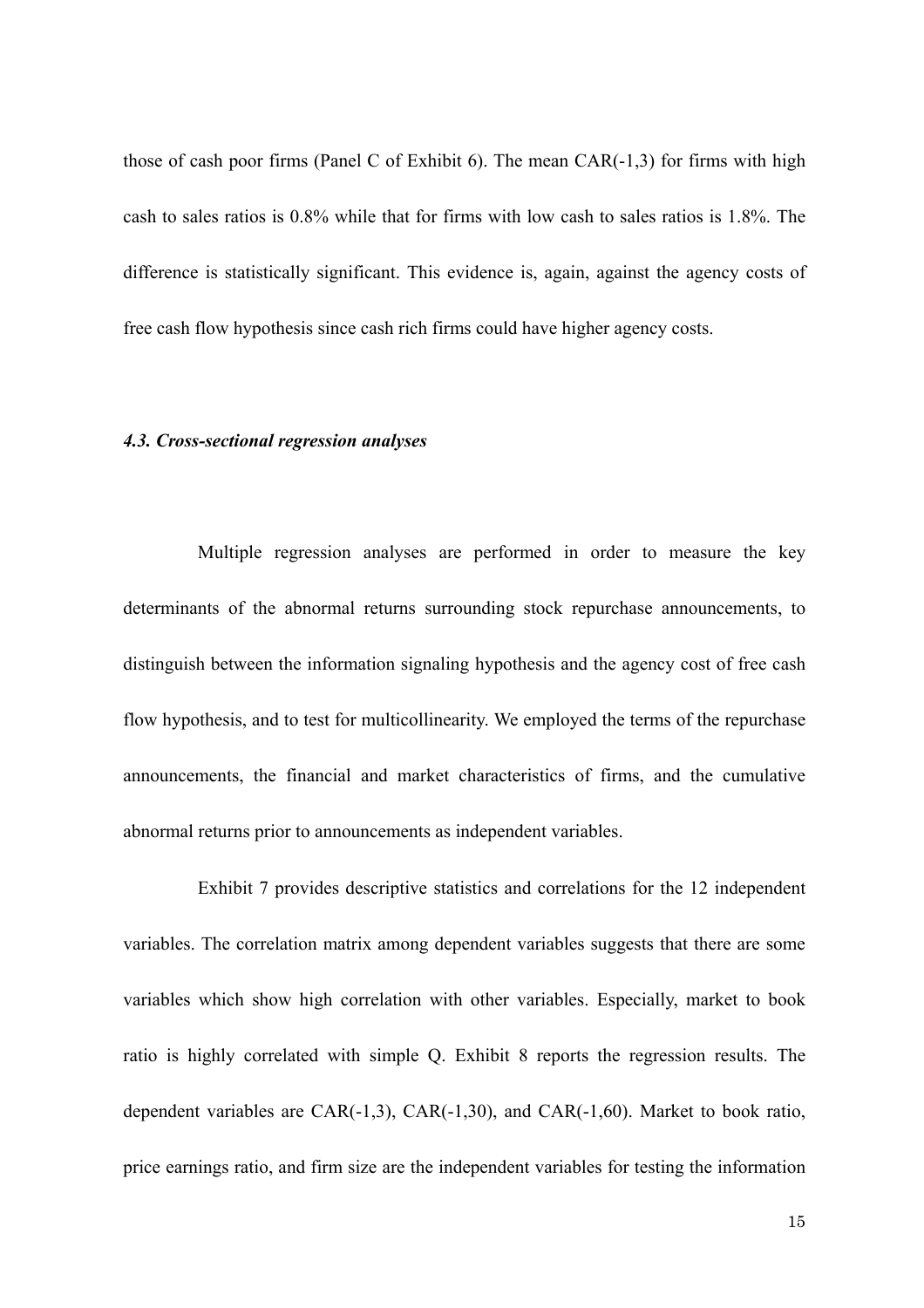those of cash poor firms (Panel C of Exhibit 6). The mean CAR(-1,3) for firms with high cash to sales ratios is 0.8% while that for firms with low cash to sales ratios is 1.8%. The difference is statistically significant. This evidence is, again, against the agency costs of free cash flow hypothesis since cash rich firms could have higher agency costs.

### *4.3. Cross-sectional regression analyses*

Multiple regression analyses are performed in order to measure the key determinants of the abnormal returns surrounding stock repurchase announcements, to distinguish between the information signaling hypothesis and the agency cost of free cash flow hypothesis, and to test for multicollinearity. We employed the terms of the repurchase announcements, the financial and market characteristics of firms, and the cumulative abnormal returns prior to announcements as independent variables.

Exhibit 7 provides descriptive statistics and correlations for the 12 independent variables. The correlation matrix among dependent variables suggests that there are some variables which show high correlation with other variables. Especially, market to book ratio is highly correlated with simple Q. Exhibit 8 reports the regression results. The dependent variables are CAR(-1,3), CAR(-1,30), and CAR(-1,60). Market to book ratio, price earnings ratio, and firm size are the independent variables for testing the information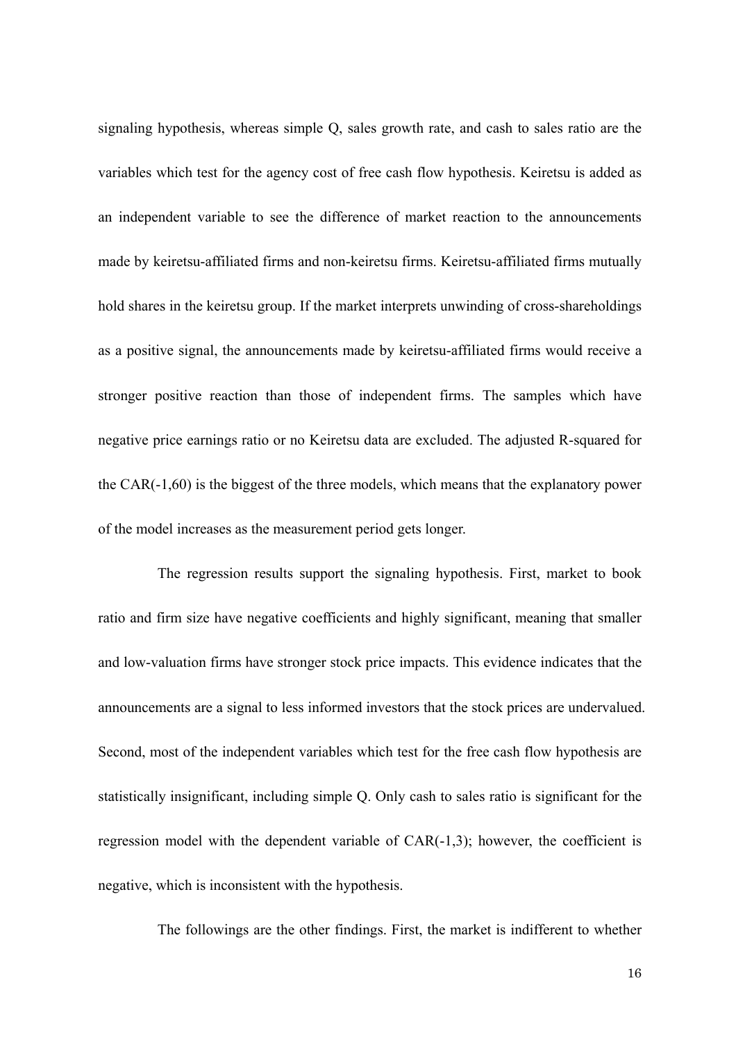signaling hypothesis, whereas simple Q, sales growth rate, and cash to sales ratio are the variables which test for the agency cost of free cash flow hypothesis. Keiretsu is added as an independent variable to see the difference of market reaction to the announcements made by keiretsu-affiliated firms and non-keiretsu firms. Keiretsu-affiliated firms mutually hold shares in the keiretsu group. If the market interprets unwinding of cross-shareholdings as a positive signal, the announcements made by keiretsu-affiliated firms would receive a stronger positive reaction than those of independent firms. The samples which have negative price earnings ratio or no Keiretsu data are excluded. The adjusted R-squared for the CAR(-1,60) is the biggest of the three models, which means that the explanatory power of the model increases as the measurement period gets longer.

The regression results support the signaling hypothesis. First, market to book ratio and firm size have negative coefficients and highly significant, meaning that smaller and low-valuation firms have stronger stock price impacts. This evidence indicates that the announcements are a signal to less informed investors that the stock prices are undervalued. Second, most of the independent variables which test for the free cash flow hypothesis are statistically insignificant, including simple Q. Only cash to sales ratio is significant for the regression model with the dependent variable of CAR(-1,3); however, the coefficient is negative, which is inconsistent with the hypothesis.

The followings are the other findings. First, the market is indifferent to whether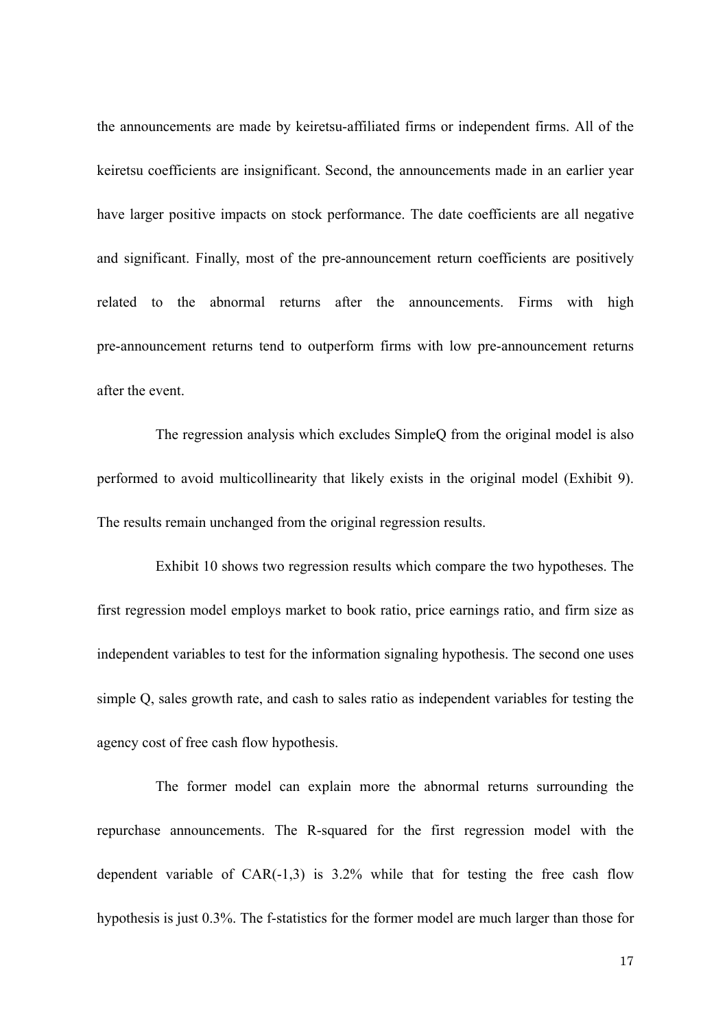the announcements are made by keiretsu-affiliated firms or independent firms. All of the keiretsu coefficients are insignificant. Second, the announcements made in an earlier year have larger positive impacts on stock performance. The date coefficients are all negative and significant. Finally, most of the pre-announcement return coefficients are positively related to the abnormal returns after the announcements. Firms with high pre-announcement returns tend to outperform firms with low pre-announcement returns after the event.

The regression analysis which excludes SimpleQ from the original model is also performed to avoid multicollinearity that likely exists in the original model (Exhibit 9). The results remain unchanged from the original regression results.

Exhibit 10 shows two regression results which compare the two hypotheses. The first regression model employs market to book ratio, price earnings ratio, and firm size as independent variables to test for the information signaling hypothesis. The second one uses simple Q, sales growth rate, and cash to sales ratio as independent variables for testing the agency cost of free cash flow hypothesis.

The former model can explain more the abnormal returns surrounding the repurchase announcements. The R-squared for the first regression model with the dependent variable of CAR(-1,3) is 3.2% while that for testing the free cash flow hypothesis is just 0.3%. The f-statistics for the former model are much larger than those for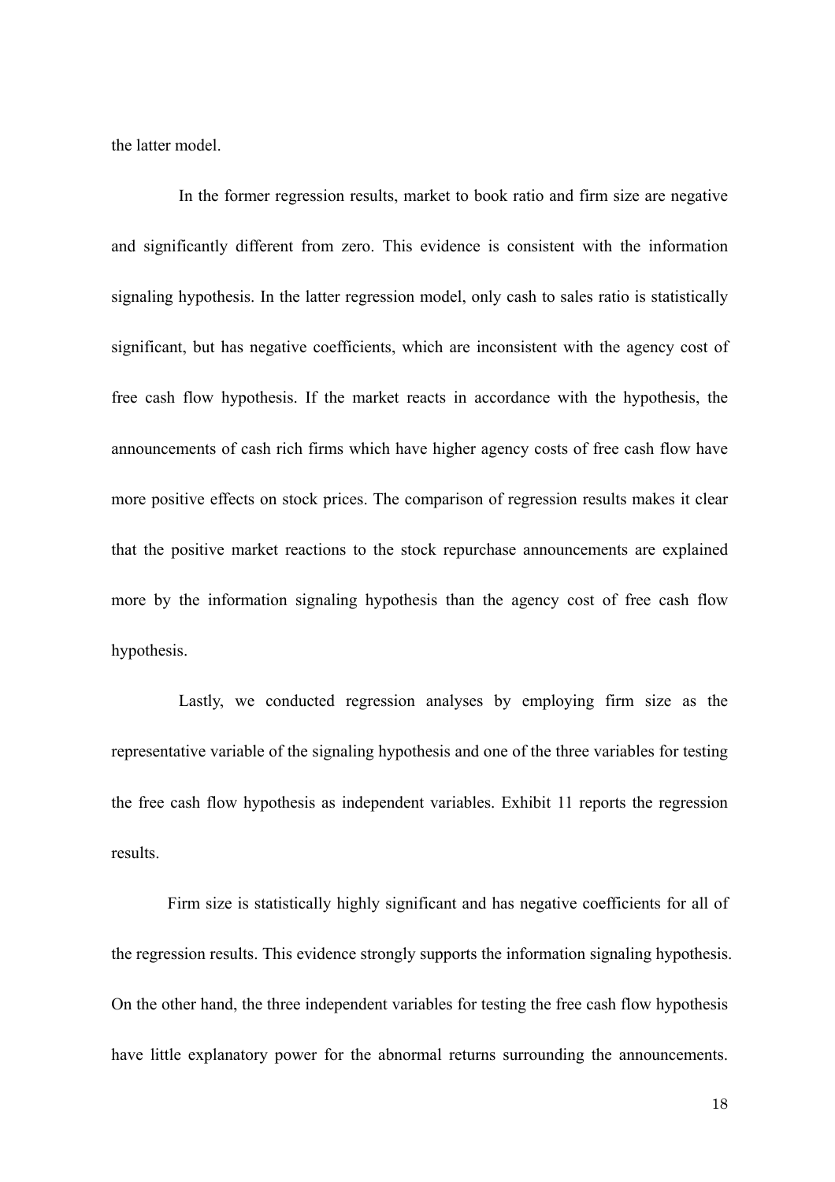the latter model.

In the former regression results, market to book ratio and firm size are negative and significantly different from zero. This evidence is consistent with the information signaling hypothesis. In the latter regression model, only cash to sales ratio is statistically significant, but has negative coefficients, which are inconsistent with the agency cost of free cash flow hypothesis. If the market reacts in accordance with the hypothesis, the announcements of cash rich firms which have higher agency costs of free cash flow have more positive effects on stock prices. The comparison of regression results makes it clear that the positive market reactions to the stock repurchase announcements are explained more by the information signaling hypothesis than the agency cost of free cash flow hypothesis.

Lastly, we conducted regression analyses by employing firm size as the representative variable of the signaling hypothesis and one of the three variables for testing the free cash flow hypothesis as independent variables. Exhibit 11 reports the regression results.

Firm size is statistically highly significant and has negative coefficients for all of the regression results. This evidence strongly supports the information signaling hypothesis. On the other hand, the three independent variables for testing the free cash flow hypothesis have little explanatory power for the abnormal returns surrounding the announcements.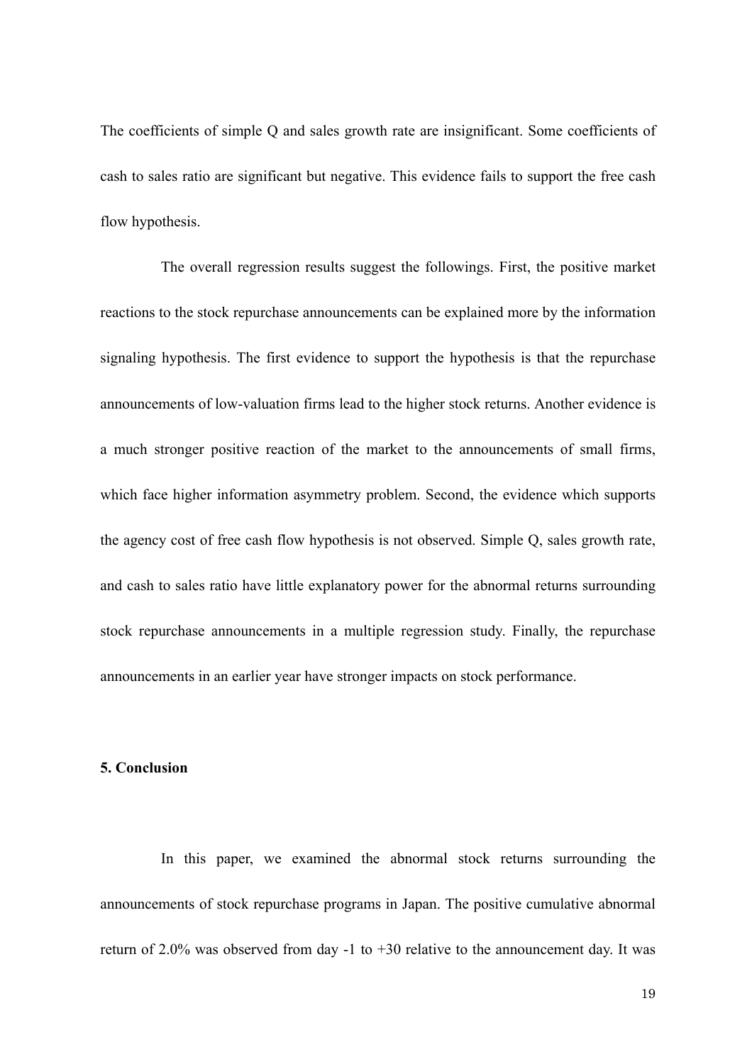The coefficients of simple Q and sales growth rate are insignificant. Some coefficients of cash to sales ratio are significant but negative. This evidence fails to support the free cash flow hypothesis.

The overall regression results suggest the followings. First, the positive market reactions to the stock repurchase announcements can be explained more by the information signaling hypothesis. The first evidence to support the hypothesis is that the repurchase announcements of low-valuation firms lead to the higher stock returns. Another evidence is a much stronger positive reaction of the market to the announcements of small firms, which face higher information asymmetry problem. Second, the evidence which supports the agency cost of free cash flow hypothesis is not observed. Simple Q, sales growth rate, and cash to sales ratio have little explanatory power for the abnormal returns surrounding stock repurchase announcements in a multiple regression study. Finally, the repurchase announcements in an earlier year have stronger impacts on stock performance.

## 5. Conclusion

In this paper, we examined the abnormal stock returns surrounding the announcements of stock repurchase programs in Japan. The positive cumulative abnormal return of 2.0% was observed from day -1 to +30 relative to the announcement day. It was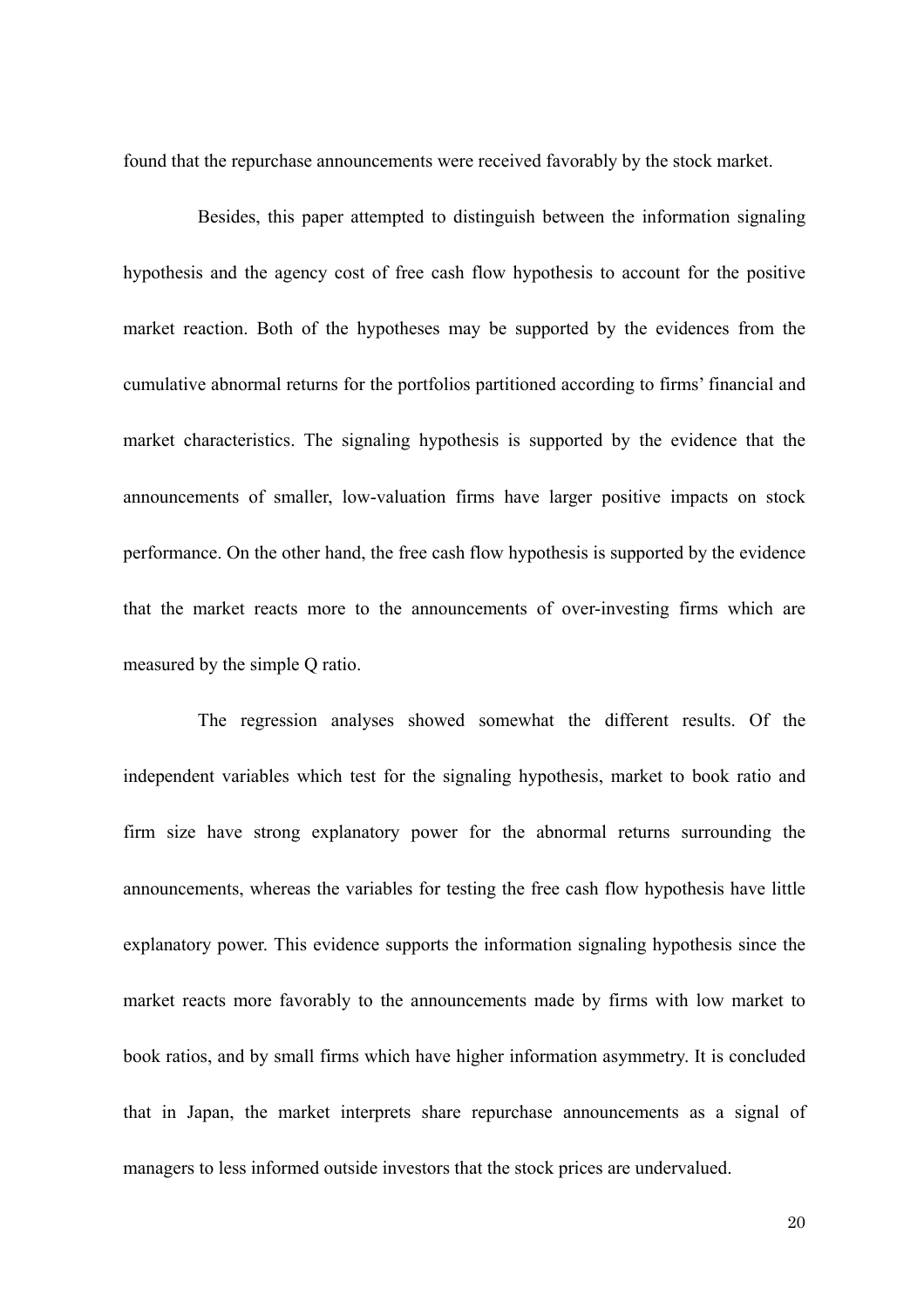found that the repurchase announcements were received favorably by the stock market.

Besides, this paper attempted to distinguish between the information signaling hypothesis and the agency cost of free cash flow hypothesis to account for the positive market reaction. Both of the hypotheses may be supported by the evidences from the cumulative abnormal returns for the portfolios partitioned according to firms' financial and market characteristics. The signaling hypothesis is supported by the evidence that the announcements of smaller, low-valuation firms have larger positive impacts on stock performance. On the other hand, the free cash flow hypothesis is supported by the evidence that the market reacts more to the announcements of over-investing firms which are measured by the simple Q ratio.

The regression analyses showed somewhat the different results. Of the independent variables which test for the signaling hypothesis, market to book ratio and firm size have strong explanatory power for the abnormal returns surrounding the announcements, whereas the variables for testing the free cash flow hypothesis have little explanatory power. This evidence supports the information signaling hypothesis since the market reacts more favorably to the announcements made by firms with low market to book ratios, and by small firms which have higher information asymmetry. It is concluded that in Japan, the market interprets share repurchase announcements as a signal of managers to less informed outside investors that the stock prices are undervalued.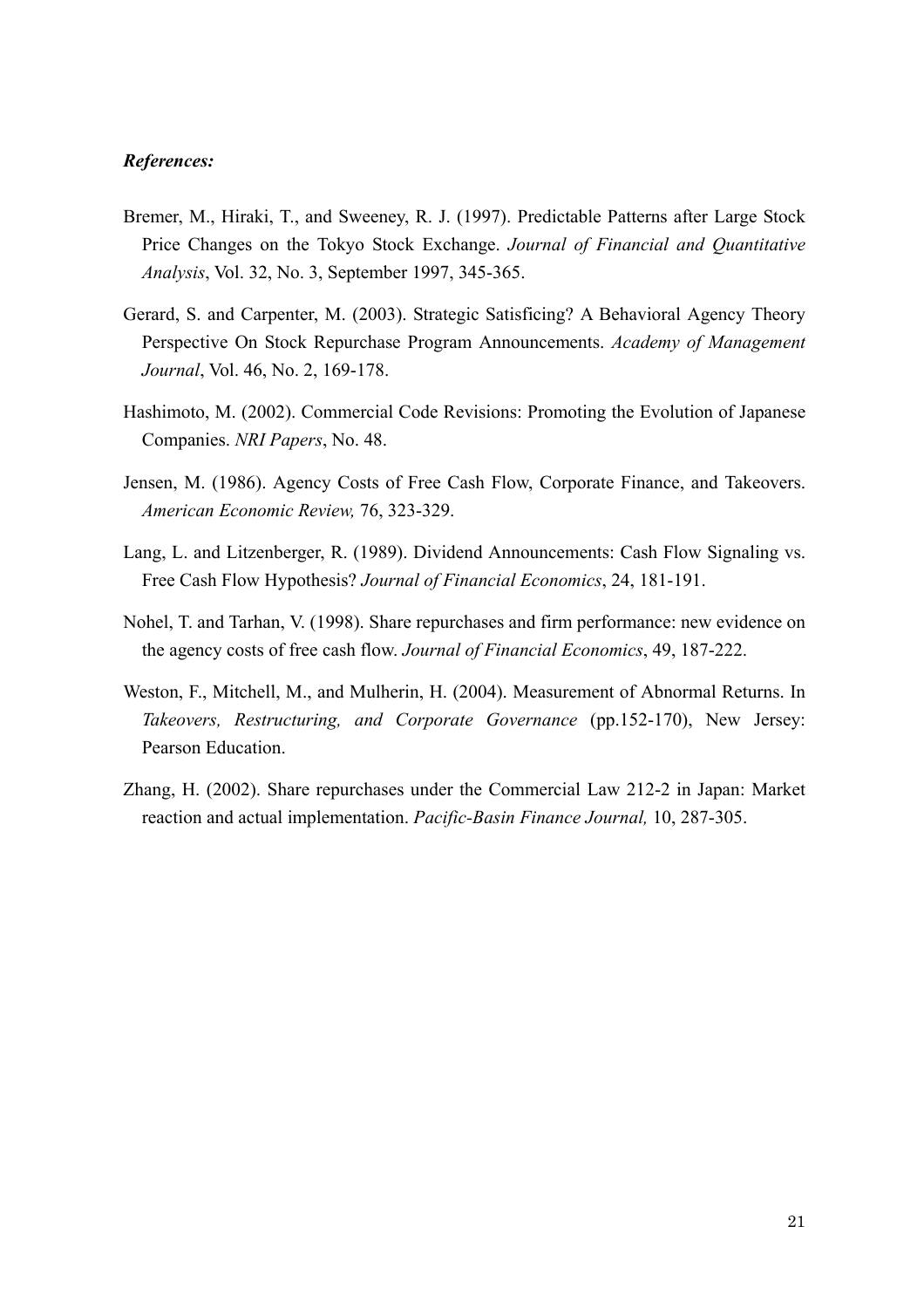***References:***

Bremer, M., Hiraki, T., and Sweeney, R. J. (1997). Predictable Patterns after Large Stock Price Changes on the Tokyo Stock Exchange. *Journal of Financial and Quantitative Analysis*, Vol. 32, No. 3, September 1997, 345-365.

Gerard, S. and Carpenter, M. (2003). Strategic Satisficing? A Behavioral Agency Theory Perspective On Stock Repurchase Program Announcements. *Academy of Management Journal*, Vol. 46, No. 2, 169-178.

Hashimoto, M. (2002). Commercial Code Revisions: Promoting the Evolution of Japanese Companies. *NRI Papers*, No. 48.

Jensen, M. (1986). Agency Costs of Free Cash Flow, Corporate Finance, and Takeovers. *American Economic Review,* 76, 323-329.

Lang, L. and Litzenberger, R. (1989). Dividend Announcements: Cash Flow Signaling vs. Free Cash Flow Hypothesis? *Journal of Financial Economics*, 24, 181-191.

Nohel, T. and Tarhan, V. (1998). Share repurchases and firm performance: new evidence on the agency costs of free cash flow. *Journal of Financial Economics*, 49, 187-222.

Weston, F., Mitchell, M., and Mulherin, H. (2004). Measurement of Abnormal Returns. In *Takeovers, Restructuring, and Corporate Governance* (pp.152-170), New Jersey: Pearson Education.

Zhang, H. (2002). Share repurchases under the Commercial Law 212-2 in Japan: Market reaction and actual implementation. *Pacific-Basin Finance Journal,* 10, 287-305.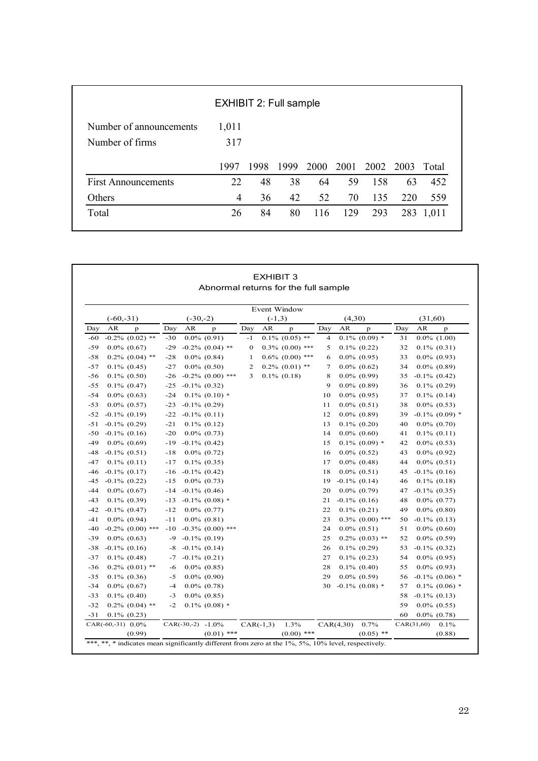**EXHIBIT 2: Full sample**

| | | | | | | | | |
|---|---|---|---|---|---|---|---|---|
| Number of announcements | 1,011 | | | | | | | |
| Number of firms | 317 | | | | | | | |
| | 1997 | 1998 | 1999 | 2000 | 2001 | 2002 | 2003 | Total |
| First Announcements | 22 | 48 | 38 | 64 | 59 | 158 | 63 | 452 |
| Others | 4 | 36 | 42 | 52 | 70 | 135 | 220 | 559 |
| Total | 26 | 84 | 80 | 116 | 129 | 293 | 283 | 1,011 |

**EXHIBIT 3**
**Abnormal returns for the full sample**

| Event Window | | | | | | | | | | | | | | |
|---|---|---|---|---|---|---|---|---|---|---|---|---|---|---|
| (-60,-31) | | | (-30,-2) | | | (-1,3) | | | (4,30) | | | (31,60) | | |
| Day | AR | p | Day | AR | p | Day | AR | p | Day | AR | p | Day | AR | p |
| -60 | -0.2% | (0.02) ** | -30 | 0.0% | (0.91) | -1 | 0.1% | (0.05) ** | 4 | 0.1% | (0.09) * | 31 | 0.0% | (1.00) |
| -59 | 0.0% | (0.67) | -29 | -0.2% | (0.04) ** | 0 | 0.3% | (0.00) *** | 5 | 0.1% | (0.22) | 32 | 0.1% | (0.31) |
| -58 | 0.2% | (0.04) ** | -28 | 0.0% | (0.84) | 1 | 0.6% | (0.00) *** | 6 | 0.0% | (0.95) | 33 | 0.0% | (0.93) |
| -57 | 0.1% | (0.45) | -27 | 0.0% | (0.50) | 2 | 0.2% | (0.01) ** | 7 | 0.0% | (0.62) | 34 | 0.0% | (0.89) |
| -56 | 0.1% | (0.50) | -26 | -0.2% | (0.00) *** | 3 | 0.1% | (0.18) | 8 | 0.0% | (0.99) | 35 | -0.1% | (0.42) |
| -55 | 0.1% | (0.47) | -25 | -0.1% | (0.32) | | | | 9 | 0.0% | (0.89) | 36 | 0.1% | (0.29) |
| -54 | 0.0% | (0.63) | -24 | 0.1% | (0.10) * | | | | 10 | 0.0% | (0.95) | 37 | 0.1% | (0.14) |
| -53 | 0.0% | (0.57) | -23 | -0.1% | (0.29) | | | | 11 | 0.0% | (0.51) | 38 | 0.0% | (0.53) |
| -52 | -0.1% | (0.19) | -22 | -0.1% | (0.11) | | | | 12 | 0.0% | (0.89) | 39 | -0.1% | (0.09) * |
| -51 | -0.1% | (0.29) | -21 | 0.1% | (0.12) | | | | 13 | 0.1% | (0.20) | 40 | 0.0% | (0.70) |
| -50 | -0.1% | (0.16) | -20 | 0.0% | (0.73) | | | | 14 | 0.0% | (0.60) | 41 | 0.1% | (0.11) |
| -49 | 0.0% | (0.69) | -19 | -0.1% | (0.42) | | | | 15 | 0.1% | (0.09) * | 42 | 0.0% | (0.53) |
| -48 | -0.1% | (0.51) | -18 | 0.0% | (0.72) | | | | 16 | 0.0% | (0.52) | 43 | 0.0% | (0.92) |
| -47 | 0.1% | (0.11) | -17 | 0.1% | (0.35) | | | | 17 | 0.0% | (0.48) | 44 | 0.0% | (0.51) |
| -46 | -0.1% | (0.17) | -16 | -0.1% | (0.42) | | | | 18 | 0.0% | (0.51) | 45 | -0.1% | (0.16) |
| -45 | -0.1% | (0.22) | -15 | 0.0% | (0.73) | | | | 19 | -0.1% | (0.14) | 46 | 0.1% | (0.18) |
| -44 | 0.0% | (0.67) | -14 | -0.1% | (0.46) | | | | 20 | 0.0% | (0.79) | 47 | -0.1% | (0.35) |
| -43 | 0.1% | (0.39) | -13 | -0.1% | (0.08) * | | | | 21 | -0.1% | (0.16) | 48 | 0.0% | (0.77) |
| -42 | -0.1% | (0.47) | -12 | 0.0% | (0.77) | | | | 22 | 0.1% | (0.21) | 49 | 0.0% | (0.80) |
| -41 | 0.0% | (0.94) | -11 | 0.0% | (0.81) | | | | 23 | 0.3% | (0.00) *** | 50 | -0.1% | (0.13) |
| -40 | -0.2% | (0.00) *** | -10 | -0.3% | (0.00) *** | | | | 24 | 0.0% | (0.51) | 51 | 0.0% | (0.60) |
| -39 | 0.0% | (0.63) | -9 | -0.1% | (0.19) | | | | 25 | 0.2% | (0.03) ** | 52 | 0.0% | (0.59) |
| -38 | -0.1% | (0.16) | -8 | -0.1% | (0.14) | | | | 26 | 0.1% | (0.29) | 53 | -0.1% | (0.32) |
| -37 | 0.1% | (0.48) | -7 | -0.1% | (0.21) | | | | 27 | 0.1% | (0.23) | 54 | 0.0% | (0.95) |
| -36 | 0.2% | (0.01) ** | -6 | 0.0% | (0.85) | | | | 28 | 0.1% | (0.40) | 55 | 0.0% | (0.93) |
| -35 | 0.1% | (0.36) | -5 | 0.0% | (0.90) | | | | 29 | 0.0% | (0.59) | 56 | -0.1% | (0.06) * |
| -34 | 0.0% | (0.67) | -4 | 0.0% | (0.78) | | | | 30 | -0.1% | (0.08) * | 57 | 0.1% | (0.06) * |
| -33 | 0.1% | (0.40) | -3 | 0.0% | (0.85) | | | | | | | 58 | -0.1% | (0.13) |
| -32 | 0.2% | (0.04) ** | -2 | 0.1% | (0.08) * | | | | | | | 59 | 0.0% | (0.55) |
| -31 | 0.1% | (0.23) | | | | | | | | | | 60 | 0.0% | (0.78) |
| CAR(-60,-31) | 0.0% | (0.99) | CAR(-30,-2) | -1.0% | (0.01) *** | CAR(-1,3) | 1.3% | (0.00) *** | CAR(4,30) | 0.7% | (0.05) ** | CAR(31,60) | 0.1% | (0.88) |

***, **, * indicates mean significantly different from zero at the 1%, 5%, 10% level, respectively.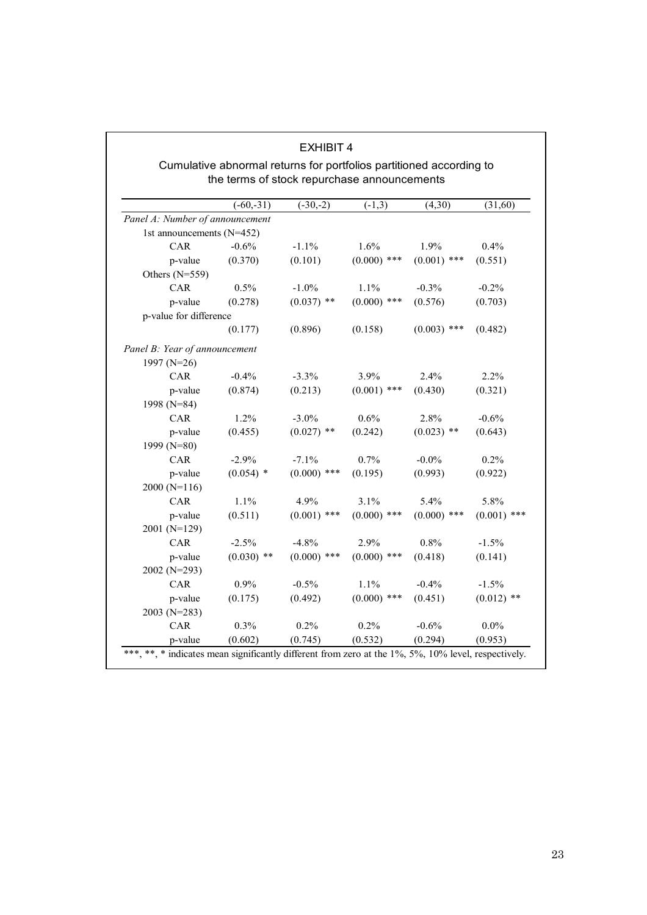## EXHIBIT 4

Cumulative abnormal returns for portfolios partitioned according to the terms of stock repurchase announcements

| | (-60,-31) | (-30,-2) | (-1,3) | (4,30) | (31,60) |
|---|---|---|---|---|---|
| *Panel A: Number of announcement* | | | | | |
| 1st announcements (N=452) | | | | | |
| CAR | -0.6% | -1.1% | 1.6% | 1.9% | 0.4% |
| p-value | (0.370) | (0.101) | (0.000) *** | (0.001) *** | (0.551) |
| Others (N=559) | | | | | |
| CAR | 0.5% | -1.0% | 1.1% | -0.3% | -0.2% |
| p-value | (0.278) | (0.037) ** | (0.000) *** | (0.576) | (0.703) |
| p-value for difference | | | | | |
| | (0.177) | (0.896) | (0.158) | (0.003) *** | (0.482) |
| *Panel B: Year of announcement* | | | | | |
| 1997 (N=26) | | | | | |
| CAR | -0.4% | -3.3% | 3.9% | 2.4% | 2.2% |
| p-value | (0.874) | (0.213) | (0.001) *** | (0.430) | (0.321) |
| 1998 (N=84) | | | | | |
| CAR | 1.2% | -3.0% | 0.6% | 2.8% | -0.6% |
| p-value | (0.455) | (0.027) ** | (0.242) | (0.023) ** | (0.643) |
| 1999 (N=80) | | | | | |
| CAR | -2.9% | -7.1% | 0.7% | -0.0% | 0.2% |
| p-value | (0.054) * | (0.000) *** | (0.195) | (0.993) | (0.922) |
| 2000 (N=116) | | | | | |
| CAR | 1.1% | 4.9% | 3.1% | 5.4% | 5.8% |
| p-value | (0.511) | (0.001) *** | (0.000) *** | (0.000) *** | (0.001) *** |
| 2001 (N=129) | | | | | |
| CAR | -2.5% | -4.8% | 2.9% | 0.8% | -1.5% |
| p-value | (0.030) ** | (0.000) *** | (0.000) *** | (0.418) | (0.141) |
| 2002 (N=293) | | | | | |
| CAR | 0.9% | -0.5% | 1.1% | -0.4% | -1.5% |
| p-value | (0.175) | (0.492) | (0.000) *** | (0.451) | (0.012) ** |
| 2003 (N=283) | | | | | |
| CAR | 0.3% | 0.2% | 0.2% | -0.6% | 0.0% |
| p-value | (0.602) | (0.745) | (0.532) | (0.294) | (0.953) |

***, **, * indicates mean significantly different from zero at the 1%, 5%, 10% level, respectively.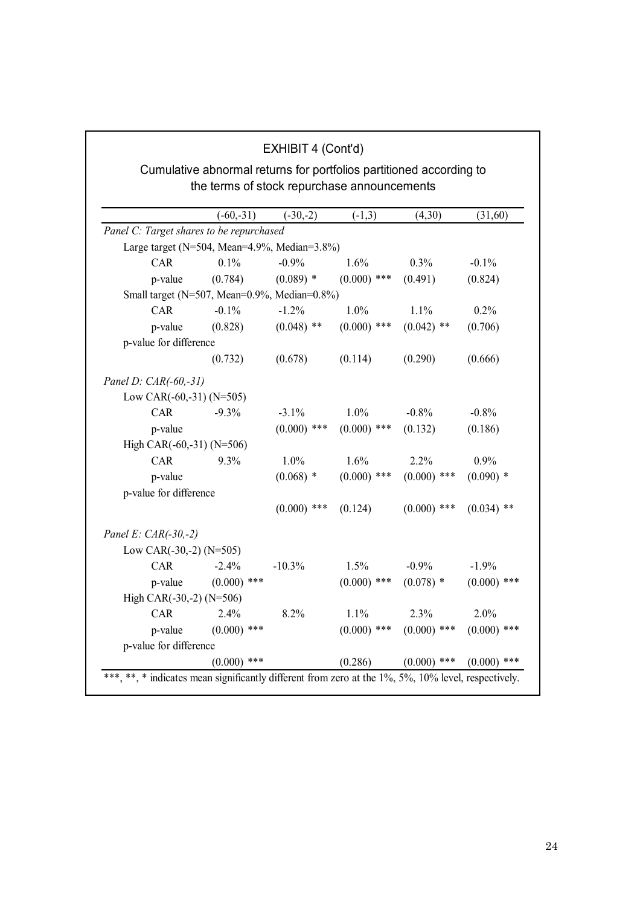## EXHIBIT 4 (Cont'd)

### Cumulative abnormal returns for portfolios partitioned according to the terms of stock repurchase announcements

| | (-60,-31) | (-30,-2) | (-1,3) | (4,30) | (31,60) |
|---|---|---|---|---|---|
| *Panel C: Target shares to be repurchased* | | | | | |
| Large target (N=504, Mean=4.9%, Median=3.8%) | | | | | |
| CAR | 0.1% | -0.9% | 1.6% | 0.3% | -0.1% |
| p-value | (0.784) | (0.089) * | (0.000) *** | (0.491) | (0.824) |
| Small target (N=507, Mean=0.9%, Median=0.8%) | | | | | |
| CAR | -0.1% | -1.2% | 1.0% | 1.1% | 0.2% |
| p-value | (0.828) | (0.048) ** | (0.000) *** | (0.042) ** | (0.706) |
| p-value for difference | | | | | |
| | (0.732) | (0.678) | (0.114) | (0.290) | (0.666) |
| *Panel D: CAR(-60,-31)* | | | | | |
| Low CAR(-60,-31) (N=505) | | | | | |
| CAR | -9.3% | -3.1% | 1.0% | -0.8% | -0.8% |
| p-value | | (0.000) *** | (0.000) *** | (0.132) | (0.186) |
| High CAR(-60,-31) (N=506) | | | | | |
| CAR | 9.3% | 1.0% | 1.6% | 2.2% | 0.9% |
| p-value | | (0.068) * | (0.000) *** | (0.000) *** | (0.090) * |
| p-value for difference | | | | | |
| | | (0.000) *** | (0.124) | (0.000) *** | (0.034) ** |
| *Panel E: CAR(-30,-2)* | | | | | |
| Low CAR(-30,-2) (N=505) | | | | | |
| CAR | -2.4% | -10.3% | 1.5% | -0.9% | -1.9% |
| p-value | (0.000) *** | | (0.000) *** | (0.078) * | (0.000) *** |
| High CAR(-30,-2) (N=506) | | | | | |
| CAR | 2.4% | 8.2% | 1.1% | 2.3% | 2.0% |
| p-value | (0.000) *** | | (0.000) *** | (0.000) *** | (0.000) *** |
| p-value for difference | | | | | |
| | (0.000) *** | | (0.286) | (0.000) *** | (0.000) *** |

***, **, * indicates mean significantly different from zero at the 1%, 5%, 10% level, respectively.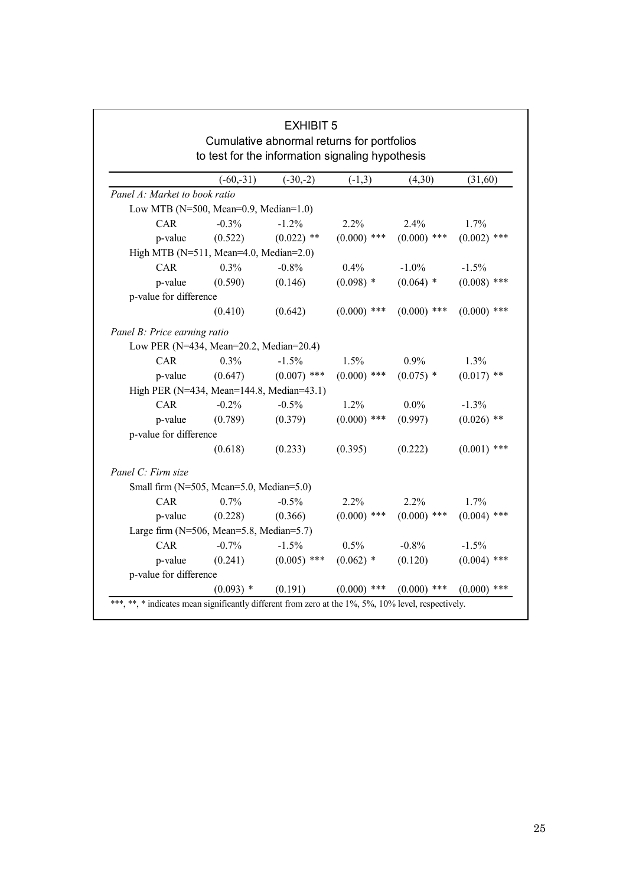# EXHIBIT 5

## Cumulative abnormal returns for portfolios to test for the information signaling hypothesis

| | (-60,-31) | (-30,-2) | (-1,3) | (4,30) | (31,60) |
|---|---|---|---|---|---|
| *Panel A: Market to book ratio* | | | | | |
| Low MTB (N=500, Mean=0.9, Median=1.0) | | | | | |
| CAR | -0.3% | -1.2% | 2.2% | 2.4% | 1.7% |
| p-value | (0.522) | (0.022) ** | (0.000) *** | (0.000) *** | (0.002) *** |
| High MTB (N=511, Mean=4.0, Median=2.0) | | | | | |
| CAR | 0.3% | -0.8% | 0.4% | -1.0% | -1.5% |
| p-value | (0.590) | (0.146) | (0.098) * | (0.064) * | (0.008) *** |
| p-value for difference | | | | | |
| | (0.410) | (0.642) | (0.000) *** | (0.000) *** | (0.000) *** |
| *Panel B: Price earning ratio* | | | | | |
| Low PER (N=434, Mean=20.2, Median=20.4) | | | | | |
| CAR | 0.3% | -1.5% | 1.5% | 0.9% | 1.3% |
| p-value | (0.647) | (0.007) *** | (0.000) *** | (0.075) * | (0.017) ** |
| High PER (N=434, Mean=144.8, Median=43.1) | | | | | |
| CAR | -0.2% | -0.5% | 1.2% | 0.0% | -1.3% |
| p-value | (0.789) | (0.379) | (0.000) *** | (0.997) | (0.026) ** |
| p-value for difference | | | | | |
| | (0.618) | (0.233) | (0.395) | (0.222) | (0.001) *** |
| *Panel C: Firm size* | | | | | |
| Small firm (N=505, Mean=5.0, Median=5.0) | | | | | |
| CAR | 0.7% | -0.5% | 2.2% | 2.2% | 1.7% |
| p-value | (0.228) | (0.366) | (0.000) *** | (0.000) *** | (0.004) *** |
| Large firm (N=506, Mean=5.8, Median=5.7) | | | | | |
| CAR | -0.7% | -1.5% | 0.5% | -0.8% | -1.5% |
| p-value | (0.241) | (0.005) *** | (0.062) * | (0.120) | (0.004) *** |
| p-value for difference | | | | | |
| | (0.093) * | (0.191) | (0.000) *** | (0.000) *** | (0.000) *** |

***, **, * indicates mean significantly different from zero at the 1%, 5%, 10% level, respectively.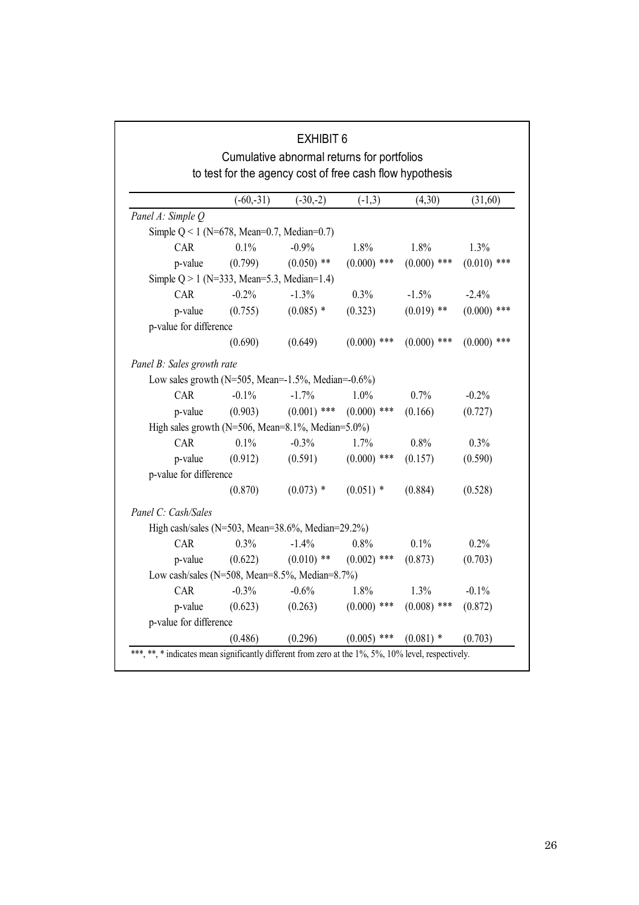# EXHIBIT 6

## Cumulative abnormal returns for portfolios to test for the agency cost of free cash flow hypothesis

| | (-60,-31) | (-30,-2) | (-1,3) | (4,30) | (31,60) |
|---|---|---|---|---|---|
| *Panel A: Simple Q* | | | | | |
| Simple Q < 1 (N=678, Mean=0.7, Median=0.7) | | | | | |
| CAR | 0.1% | -0.9% | 1.8% | 1.8% | 1.3% |
| p-value | (0.799) | (0.050) ** | (0.000) *** | (0.000) *** | (0.010) *** |
| Simple Q > 1 (N=333, Mean=5.3, Median=1.4) | | | | | |
| CAR | -0.2% | -1.3% | 0.3% | -1.5% | -2.4% |
| p-value | (0.755) | (0.085) * | (0.323) | (0.019) ** | (0.000) *** |
| p-value for difference | | | | | |
| | (0.690) | (0.649) | (0.000) *** | (0.000) *** | (0.000) *** |
| *Panel B: Sales growth rate* | | | | | |
| Low sales growth (N=505, Mean=-1.5%, Median=-0.6%) | | | | | |
| CAR | -0.1% | -1.7% | 1.0% | 0.7% | -0.2% |
| p-value | (0.903) | (0.001) *** | (0.000) *** | (0.166) | (0.727) |
| High sales growth (N=506, Mean=8.1%, Median=5.0%) | | | | | |
| CAR | 0.1% | -0.3% | 1.7% | 0.8% | 0.3% |
| p-value | (0.912) | (0.591) | (0.000) *** | (0.157) | (0.590) |
| p-value for difference | | | | | |
| | (0.870) | (0.073) * | (0.051) * | (0.884) | (0.528) |
| *Panel C: Cash/Sales* | | | | | |
| High cash/sales (N=503, Mean=38.6%, Median=29.2%) | | | | | |
| CAR | 0.3% | -1.4% | 0.8% | 0.1% | 0.2% |
| p-value | (0.622) | (0.010) ** | (0.002) *** | (0.873) | (0.703) |
| Low cash/sales (N=508, Mean=8.5%, Median=8.7%) | | | | | |
| CAR | -0.3% | -0.6% | 1.8% | 1.3% | -0.1% |
| p-value | (0.623) | (0.263) | (0.000) *** | (0.008) *** | (0.872) |
| p-value for difference | | | | | |
| | (0.486) | (0.296) | (0.005) *** | (0.081) * | (0.703) |

***, **, * indicates mean significantly different from zero at the 1%, 5%, 10% level, respectively.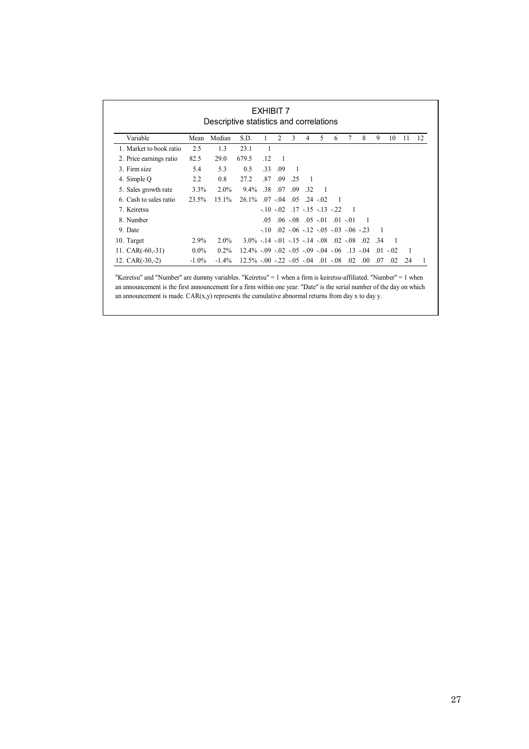# EXHIBIT 7

## Descriptive statistics and correlations

| Variable | Mean | Median | S.D. | 1 | 2 | 3 | 4 | 5 | 6 | 7 | 8 | 9 | 10 | 11 | 12 |
|---|---|---|---|---|---|---|---|---|---|---|---|---|---|---|---|
| 1. Market to book ratio | 2.5 | 1.3 | 23.1 | 1 | | | | | | | | | | | |
| 2. Price earnings ratio | 82.5 | 29.0 | 679.5 | .12 | 1 | | | | | | | | | | |
| 3. Firm size | 5.4 | 5.3 | 0.5 | .33 | .09 | 1 | | | | | | | | | |
| 4. Simple Q | 2.2 | 0.8 | 27.2 | .87 | .09 | .25 | 1 | | | | | | | | |
| 5. Sales growth rate | 3.3% | 2.0% | 9.4% | .38 | .07 | .09 | .32 | 1 | | | | | | | |
| 6. Cash to sales ratio | 23.5% | 15.1% | 26.1% | .07 | -.04 | .05 | .24 | -.02 | 1 | | | | | | |
| 7. Keiretsu | | | | -.10 | -.02 | .17 | -.15 | -.13 | -.22 | 1 | | | | | |
| 8. Number | | | | .05 | .06 | -.08 | .05 | -.01 | .01 | -.01 | 1 | | | | |
| 9. Date | | | | -.10 | .02 | -.06 | -.12 | -.05 | -.03 | -.06 | -.23 | 1 | | | |
| 10. Target | 2.9% | 2.0% | 3.0% | -.14 | -.01 | -.15 | -.14 | -.08 | .02 | -.08 | .02 | .34 | 1 | | |
| 11. CAR(-60,-31) | 0.0% | 0.2% | 12.4% | -.09 | -.02 | -.05 | -.09 | -.04 | -.06 | .13 | -.04 | .01 | -.02 | 1 | |
| 12. CAR(-30,-2) | -1.0% | -1.4% | 12.5% | -.00 | -.22 | -.05 | -.04 | .01 | -.08 | .02 | .00 | .07 | .02 | .24 | 1 |

"Keiretsu" and "Number" are dummy variables. "Keiretsu" = 1 when a firm is keiretsu-affiliated. "Number" = 1 when an announcement is the first announcement for a firm within one year. "Date" is the serial number of the day on which an announcement is made. CAR(x,y) represents the cumulative abnormal returns from day x to day y.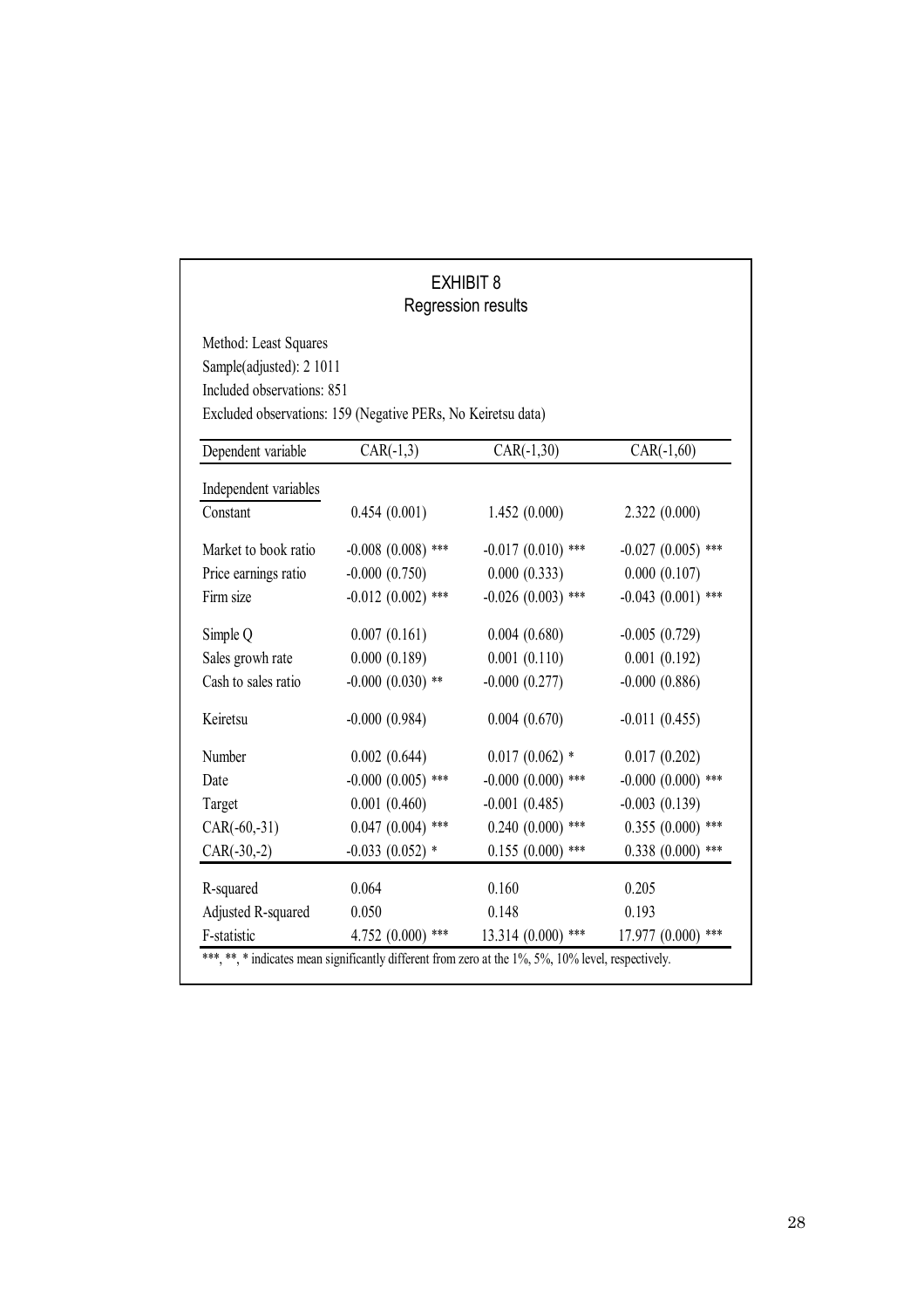## EXHIBIT 8

### Regression results

Method: Least Squares

Sample(adjusted): 2 1011

Included observations: 851

Excluded observations: 159 (Negative PERs, No Keiretsu data)

| Dependent variable | CAR(-1,3) | CAR(-1,30) | CAR(-1,60) |
|---|---|---|---|
| Independent variables | | | |
| Constant | 0.454 (0.001) | 1.452 (0.000) | 2.322 (0.000) |
| Market to book ratio | -0.008 (0.008) *** | -0.017 (0.010) *** | -0.027 (0.005) *** |
| Price earnings ratio | -0.000 (0.750) | 0.000 (0.333) | 0.000 (0.107) |
| Firm size | -0.012 (0.002) *** | -0.026 (0.003) *** | -0.043 (0.001) *** |
| Simple Q | 0.007 (0.161) | 0.004 (0.680) | -0.005 (0.729) |
| Sales growh rate | 0.000 (0.189) | 0.001 (0.110) | 0.001 (0.192) |
| Cash to sales ratio | -0.000 (0.030) ** | -0.000 (0.277) | -0.000 (0.886) |
| Keiretsu | -0.000 (0.984) | 0.004 (0.670) | -0.011 (0.455) |
| Number | 0.002 (0.644) | 0.017 (0.062) * | 0.017 (0.202) |
| Date | -0.000 (0.005) *** | -0.000 (0.000) *** | -0.000 (0.000) *** |
| Target | 0.001 (0.460) | -0.001 (0.485) | -0.003 (0.139) |
| CAR(-60,-31) | 0.047 (0.004) *** | 0.240 (0.000) *** | 0.355 (0.000) *** |
| CAR(-30,-2) | -0.033 (0.052) * | 0.155 (0.000) *** | 0.338 (0.000) *** |
| R-squared | 0.064 | 0.160 | 0.205 |
| Adjusted R-squared | 0.050 | 0.148 | 0.193 |
| F-statistic | 4.752 (0.000) *** | 13.314 (0.000) *** | 17.977 (0.000) *** |

***, **, * indicates mean significantly different from zero at the 1%, 5%, 10% level, respectively.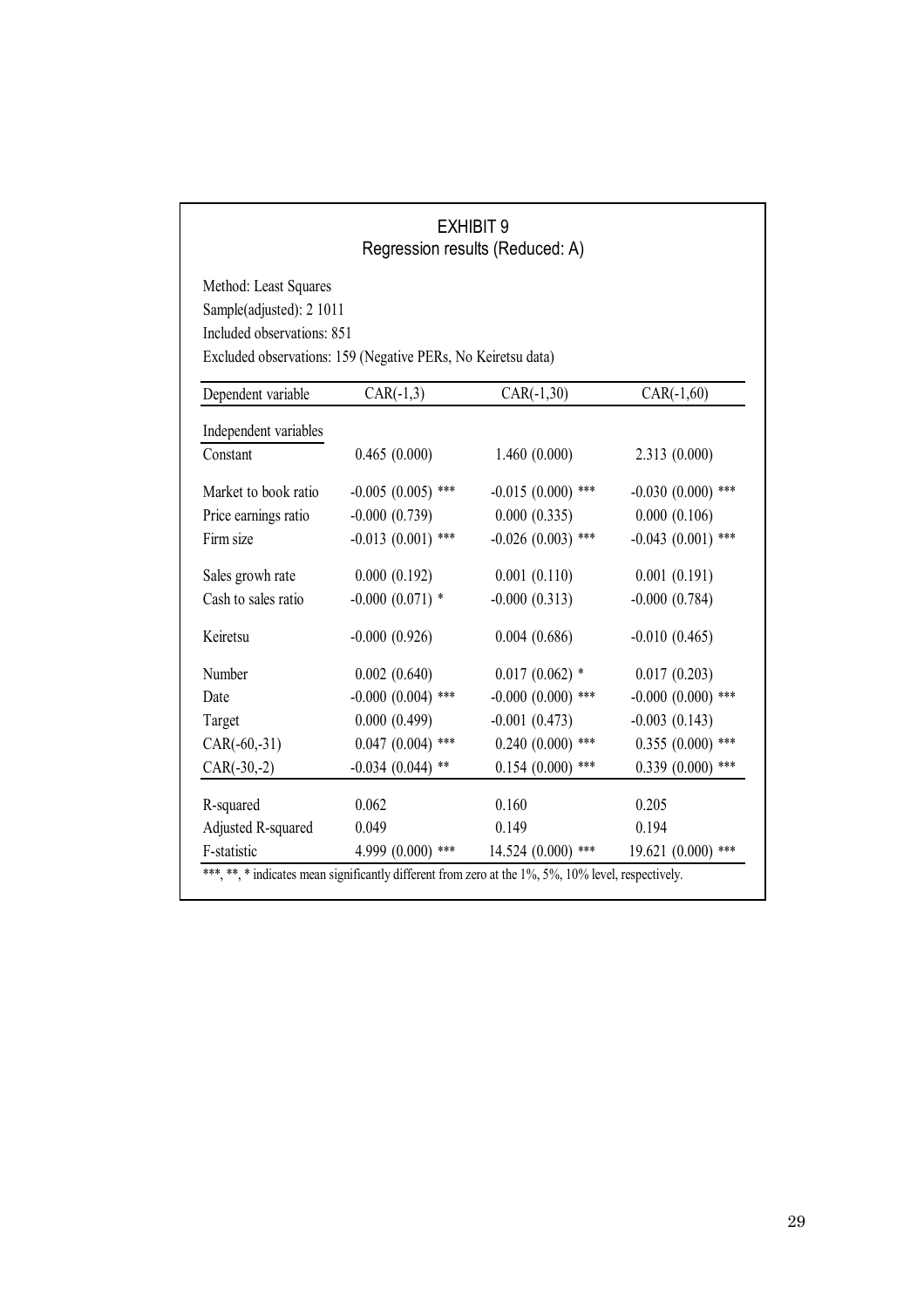# EXHIBIT 9

## Regression results (Reduced: A)

Method: Least Squares

Sample(adjusted): 2 1011

Included observations: 851

Excluded observations: 159 (Negative PERs, No Keiretsu data)

| Dependent variable | CAR(-1,3) | CAR(-1,30) | CAR(-1,60) |
|---|---|---|---|
| Independent variables | | | |
| Constant | 0.465 (0.000) | 1.460 (0.000) | 2.313 (0.000) |
| Market to book ratio | -0.005 (0.005) *** | -0.015 (0.000) *** | -0.030 (0.000) *** |
| Price earnings ratio | -0.000 (0.739) | 0.000 (0.335) | 0.000 (0.106) |
| Firm size | -0.013 (0.001) *** | -0.026 (0.003) *** | -0.043 (0.001) *** |
| Sales growh rate | 0.000 (0.192) | 0.001 (0.110) | 0.001 (0.191) |
| Cash to sales ratio | -0.000 (0.071) * | -0.000 (0.313) | -0.000 (0.784) |
| Keiretsu | -0.000 (0.926) | 0.004 (0.686) | -0.010 (0.465) |
| Number | 0.002 (0.640) | 0.017 (0.062) * | 0.017 (0.203) |
| Date | -0.000 (0.004) *** | -0.000 (0.000) *** | -0.000 (0.000) *** |
| Target | 0.000 (0.499) | -0.001 (0.473) | -0.003 (0.143) |
| CAR(-60,-31) | 0.047 (0.004) *** | 0.240 (0.000) *** | 0.355 (0.000) *** |
| CAR(-30,-2) | -0.034 (0.044) ** | 0.154 (0.000) *** | 0.339 (0.000) *** |
| R-squared | 0.062 | 0.160 | 0.205 |
| Adjusted R-squared | 0.049 | 0.149 | 0.194 |
| F-statistic | 4.999 (0.000) *** | 14.524 (0.000) *** | 19.621 (0.000) *** |

***, **, * indicates mean significantly different from zero at the 1%, 5%, 10% level, respectively.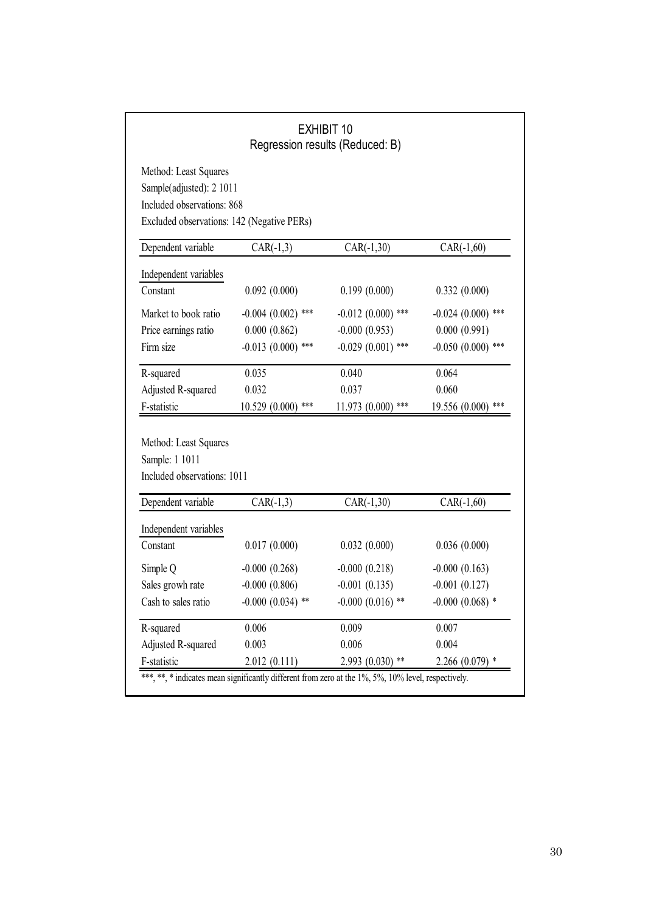# EXHIBIT 10

## Regression results (Reduced: B)

Method: Least Squares
Sample(adjusted): 2 1011
Included observations: 868
Excluded observations: 142 (Negative PERs)

| Dependent variable | CAR(-1,3) | CAR(-1,30) | CAR(-1,60) |
|---|---|---|---|
| Independent variables | | | |
| Constant | 0.092 (0.000) | 0.199 (0.000) | 0.332 (0.000) |
| Market to book ratio | -0.004 (0.002) *** | -0.012 (0.000) *** | -0.024 (0.000) *** |
| Price earnings ratio | 0.000 (0.862) | -0.000 (0.953) | 0.000 (0.991) |
| Firm size | -0.013 (0.000) *** | -0.029 (0.001) *** | -0.050 (0.000) *** |
| R-squared | 0.035 | 0.040 | 0.064 |
| Adjusted R-squared | 0.032 | 0.037 | 0.060 |
| F-statistic | 10.529 (0.000) *** | 11.973 (0.000) *** | 19.556 (0.000) *** |

Method: Least Squares
Sample: 1 1011
Included observations: 1011

| Dependent variable | CAR(-1,3) | CAR(-1,30) | CAR(-1,60) |
|---|---|---|---|
| Independent variables | | | |
| Constant | 0.017 (0.000) | 0.032 (0.000) | 0.036 (0.000) |
| Simple Q | -0.000 (0.268) | -0.000 (0.218) | -0.000 (0.163) |
| Sales growth rate | -0.000 (0.806) | -0.001 (0.135) | -0.001 (0.127) |
| Cash to sales ratio | -0.000 (0.034) ** | -0.000 (0.016) ** | -0.000 (0.068) * |
| R-squared | 0.006 | 0.009 | 0.007 |
| Adjusted R-squared | 0.003 | 0.006 | 0.004 |
| F-statistic | 2.012 (0.111) | 2.993 (0.030) ** | 2.266 (0.079) * |

***, **, * indicates mean significantly different from zero at the 1%, 5%, 10% level, respectively.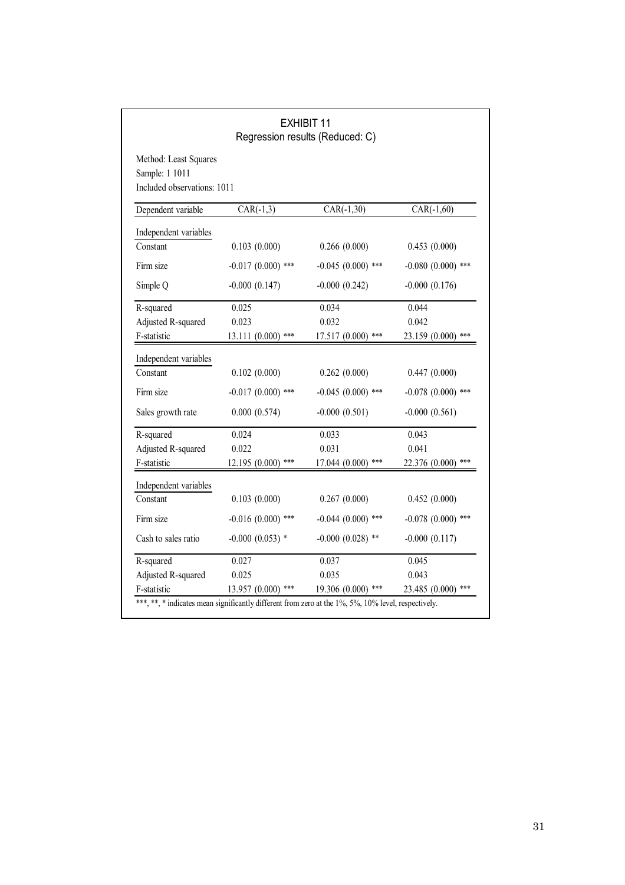## EXHIBIT 11
### Regression results (Reduced: C)

Method: Least Squares
Sample: 1 1011
Included observations: 1011

| Dependent variable | CAR(-1,3) | CAR(-1,30) | CAR(-1,60) |
|---|---|---|---|
| **Independent variables** | | | |
| Constant | 0.103 (0.000) | 0.266 (0.000) | 0.453 (0.000) |
| Firm size | -0.017 (0.000) *** | -0.045 (0.000) *** | -0.080 (0.000) *** |
| Simple Q | -0.000 (0.147) | -0.000 (0.242) | -0.000 (0.176) |
| R-squared | 0.025 | 0.034 | 0.044 |
| Adjusted R-squared | 0.023 | 0.032 | 0.042 |
| F-statistic | 13.111 (0.000) *** | 17.517 (0.000) *** | 23.159 (0.000) *** |
| **Independent variables** | | | |
| Constant | 0.102 (0.000) | 0.262 (0.000) | 0.447 (0.000) |
| Firm size | -0.017 (0.000) *** | -0.045 (0.000) *** | -0.078 (0.000) *** |
| Sales growth rate | 0.000 (0.574) | -0.000 (0.501) | -0.000 (0.561) |
| R-squared | 0.024 | 0.033 | 0.043 |
| Adjusted R-squared | 0.022 | 0.031 | 0.041 |
| F-statistic | 12.195 (0.000) *** | 17.044 (0.000) *** | 22.376 (0.000) *** |
| **Independent variables** | | | |
| Constant | 0.103 (0.000) | 0.267 (0.000) | 0.452 (0.000) |
| Firm size | -0.016 (0.000) *** | -0.044 (0.000) *** | -0.078 (0.000) *** |
| Cash to sales ratio | -0.000 (0.053) * | -0.000 (0.028) ** | -0.000 (0.117) |
| R-squared | 0.027 | 0.037 | 0.045 |
| Adjusted R-squared | 0.025 | 0.035 | 0.043 |
| F-statistic | 13.957 (0.000) *** | 19.306 (0.000) *** | 23.485 (0.000) *** |

***, **, * indicates mean significantly different from zero at the 1%, 5%, 10% level, respectively.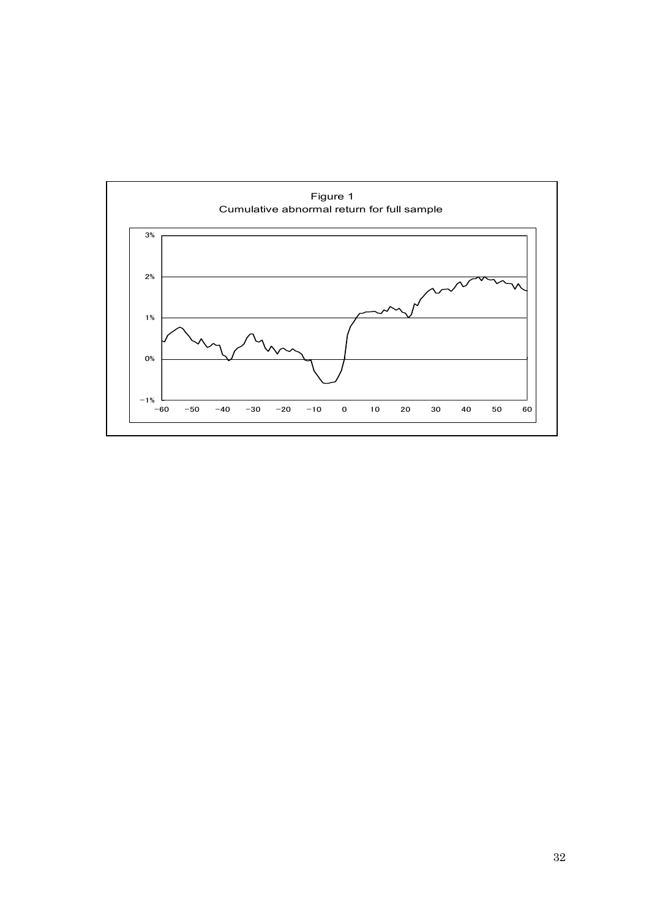Figure 1
Cumulative abnormal return for full sample

3%

2%

1%

0%

−1%

−60 −50 −40 −30 −20 −10 0 10 20 30 40 50 60